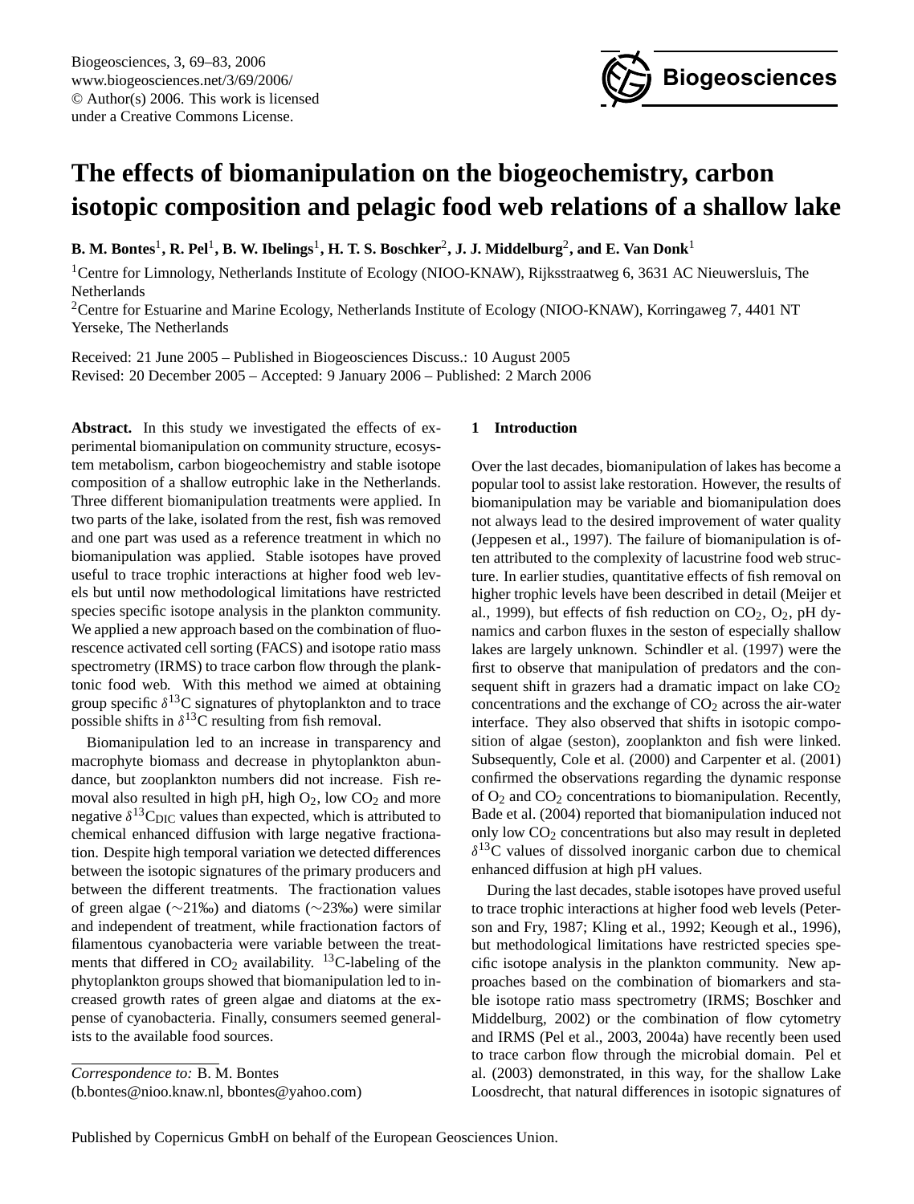# The effects of biomanipulation on the biogeochemistry, carbon isotopic composition and pelagic food web relations of a shallow lake

**B. M. Bontes**[1], **R. Pel**[1], **B. W. Ibelings**[1], **H. T. S. Boschker**[2], **J. J. Middelburg**[2], **and E. Van Donk**[1]

[1]Centre for Limnology, Netherlands Institute of Ecology (NIOO-KNAW), Rijksstraatweg 6, 3631 AC Nieuwersluis, The Netherlands

[2]Centre for Estuarine and Marine Ecology, Netherlands Institute of Ecology (NIOO-KNAW), Korringaweg 7, 4401 NT Yerseke, The Netherlands

Received: 21 June 2005 – Published in Biogeosciences Discuss.: 10 August 2005
Revised: 20 December 2005 – Accepted: 9 January 2006 – Published: 2 March 2006

**Abstract.** In this study we investigated the effects of experimental biomanipulation on community structure, ecosystem metabolism, carbon biogeochemistry and stable isotope composition of a shallow eutrophic lake in the Netherlands. Three different biomanipulation treatments were applied. In two parts of the lake, isolated from the rest, fish was removed and one part was used as a reference treatment in which no biomanipulation was applied. Stable isotopes have proved useful to trace trophic interactions at higher food web levels but until now methodological limitations have restricted species specific isotope analysis in the plankton community. We applied a new approach based on the combination of fluorescence activated cell sorting (FACS) and isotope ratio mass spectrometry (IRMS) to trace carbon flow through the planktonic food web. With this method we aimed at obtaining group specific $\delta^{13}$C signatures of phytoplankton and to trace possible shifts in $\delta^{13}$C resulting from fish removal.

Biomanipulation led to an increase in transparency and macrophyte biomass and decrease in phytoplankton abundance, but zooplankton numbers did not increase. Fish removal also resulted in high pH, high $O_2$, low $CO_2$ and more negative $\delta^{13}C_{DIC}$ values than expected, which is attributed to chemical enhanced diffusion with large negative fractionation. Despite high temporal variation we detected differences between the isotopic signatures of the primary producers and between the different treatments. The fractionation values of green algae (∼21‰) and diatoms (∼23‰) were similar and independent of treatment, while fractionation factors of filamentous cyanobacteria were variable between the treatments that differed in $CO_2$ availability. $^{13}$C-labeling of the phytoplankton groups showed that biomanipulation led to increased growth rates of green algae and diatoms at the expense of cyanobacteria. Finally, consumers seemed generalists to the available food sources.

*Correspondence to:* B. M. Bontes
(b.bontes@nioo.knaw.nl, bbontes@yahoo.com)

## 1 Introduction

Over the last decades, biomanipulation of lakes has become a popular tool to assist lake restoration. However, the results of biomanipulation may be variable and biomanipulation does not always lead to the desired improvement of water quality (Jeppesen et al., 1997). The failure of biomanipulation is often attributed to the complexity of lacustrine food web structure. In earlier studies, quantitative effects of fish removal on higher trophic levels have been described in detail (Meijer et al., 1999), but effects of fish reduction on $CO_2$, $O_2$, pH dynamics and carbon fluxes in the seston of especially shallow lakes are largely unknown. Schindler et al. (1997) were the first to observe that manipulation of predators and the consequent shift in grazers had a dramatic impact on lake $CO_2$ concentrations and the exchange of $CO_2$ across the air-water interface. They also observed that shifts in isotopic composition of algae (seston), zooplankton and fish were linked. Subsequently, Cole et al. (2000) and Carpenter et al. (2001) confirmed the observations regarding the dynamic response of $O_2$ and $CO_2$ concentrations to biomanipulation. Recently, Bade et al. (2004) reported that biomanipulation induced not only low $CO_2$ concentrations but also may result in depleted $\delta^{13}$C values of dissolved inorganic carbon due to chemical enhanced diffusion at high pH values.

During the last decades, stable isotopes have proved useful to trace trophic interactions at higher food web levels (Peterson and Fry, 1987; Kling et al., 1992; Keough et al., 1996), but methodological limitations have restricted species specific isotope analysis in the plankton community. New approaches based on the combination of biomarkers and stable isotope ratio mass spectrometry (IRMS; Boschker and Middelburg, 2002) or the combination of flow cytometry and IRMS (Pel et al., 2003, 2004a) have recently been used to trace carbon flow through the microbial domain. Pel et al. (2003) demonstrated, in this way, for the shallow Lake Loosdrecht, that natural differences in isotopic signatures of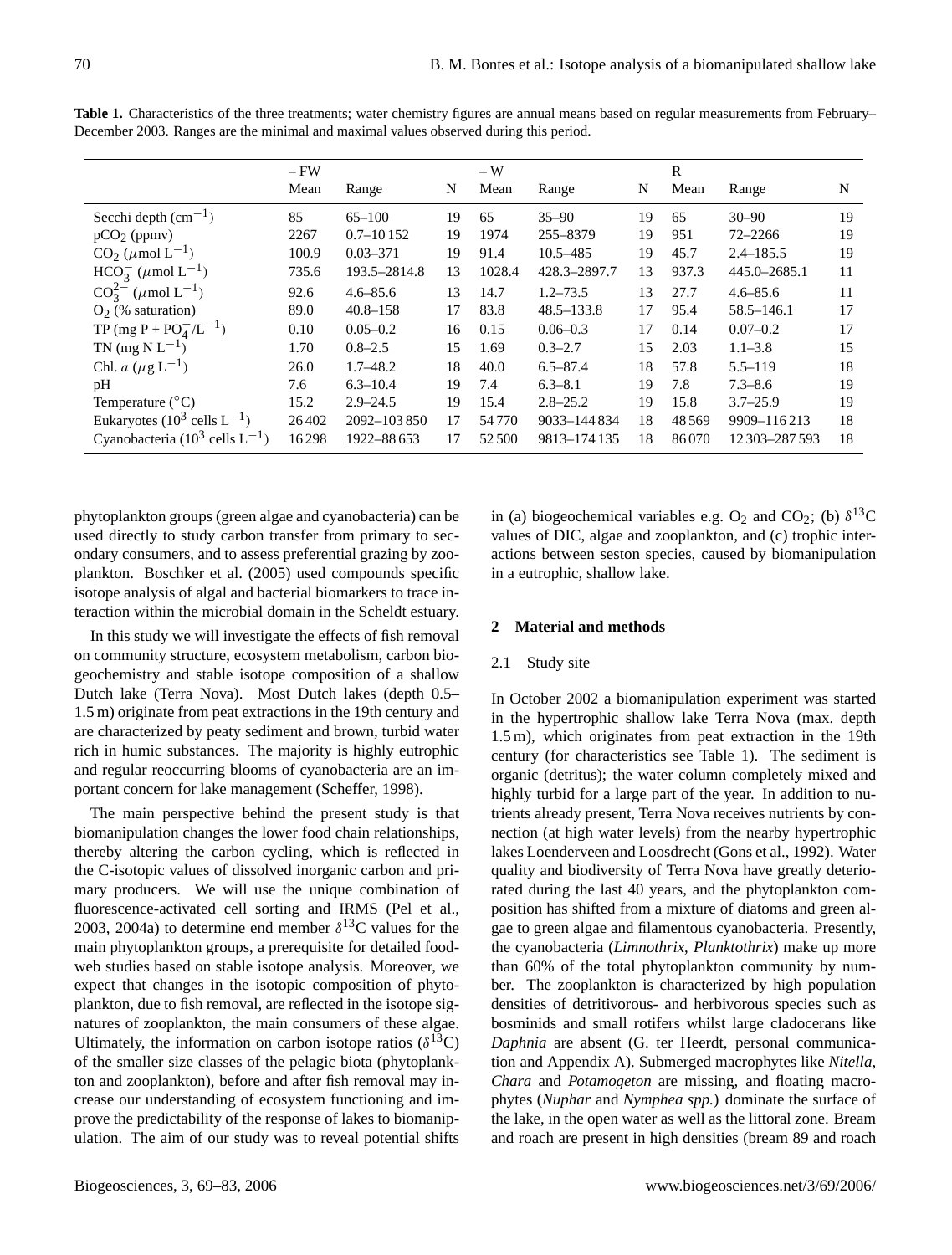**Table 1.** Characteristics of the three treatments; water chemistry figures are annual means based on regular measurements from February–December 2003. Ranges are the minimal and maximal values observed during this period.

| | – FW | | | – W | | | R | | |
|---|---|---|---|---|---|---|---|---|---|
| | Mean | Range | N | Mean | Range | N | Mean | Range | N |
| Secchi depth ($cm^{-1}$) | 85 | 65–100 | 19 | 65 | 35–90 | 19 | 65 | 30–90 | 19 |
| $pCO_2$ (ppmv) | 2267 | 0.7–10 152 | 19 | 1974 | 255–8379 | 19 | 951 | 72–2266 | 19 |
| $CO_2$ ($\mu$mol $L^{-1}$) | 100.9 | 0.03–371 | 19 | 91.4 | 10.5–485 | 19 | 45.7 | 2.4–185.5 | 19 |
| $HCO_3^-$ ($\mu$mol $L^{-1}$) | 735.6 | 193.5–2814.8 | 13 | 1028.4 | 428.3–2897.7 | 13 | 937.3 | 445.0–2685.1 | 11 |
| $CO_3^{2-}$ ($\mu$mol $L^{-1}$) | 92.6 | 4.6–85.6 | 13 | 14.7 | 1.2–73.5 | 13 | 27.7 | 4.6–85.6 | 11 |
| $O_2$ (% saturation) | 89.0 | 40.8–158 | 17 | 83.8 | 48.5–133.8 | 17 | 95.4 | 58.5–146.1 | 17 |
| TP (mg P + $PO_4^-$/$L^{-1}$) | 0.10 | 0.05–0.2 | 16 | 0.15 | 0.06–0.3 | 17 | 0.14 | 0.07–0.2 | 17 |
| TN (mg N $L^{-1}$) | 1.70 | 0.8–2.5 | 15 | 1.69 | 0.3–2.7 | 15 | 2.03 | 1.1–3.8 | 15 |
| Chl. *a* ($\mu$g $L^{-1}$) | 26.0 | 1.7–48.2 | 18 | 40.0 | 6.5–87.4 | 18 | 57.8 | 5.5–119 | 18 |
| pH | 7.6 | 6.3–10.4 | 19 | 7.4 | 6.3–8.1 | 19 | 7.8 | 7.3–8.6 | 19 |
| Temperature (°C) | 15.2 | 2.9–24.5 | 19 | 15.4 | 2.8–25.2 | 19 | 15.8 | 3.7–25.9 | 19 |
| Eukaryotes ($10^3$ cells $L^{-1}$) | 26 402 | 2092–103 850 | 17 | 54 770 | 9033–144 834 | 18 | 48 569 | 9909–116 213 | 18 |
| Cyanobacteria ($10^3$ cells $L^{-1}$) | 16 298 | 1922–88 653 | 17 | 52 500 | 9813–174 135 | 18 | 86 070 | 12 303–287 593 | 18 |

phytoplankton groups (green algae and cyanobacteria) can be used directly to study carbon transfer from primary to secondary consumers, and to assess preferential grazing by zooplankton. Boschker et al. (2005) used compounds specific isotope analysis of algal and bacterial biomarkers to trace interaction within the microbial domain in the Scheldt estuary.

In this study we will investigate the effects of fish removal on community structure, ecosystem metabolism, carbon biogeochemistry and stable isotope composition of a shallow Dutch lake (Terra Nova). Most Dutch lakes (depth 0.5–1.5 m) originate from peat extractions in the 19th century and are characterized by peaty sediment and brown, turbid water rich in humic substances. The majority is highly eutrophic and regular reoccurring blooms of cyanobacteria are an important concern for lake management (Scheffer, 1998).

The main perspective behind the present study is that biomanipulation changes the lower food chain relationships, thereby altering the carbon cycling, which is reflected in the C-isotopic values of dissolved inorganic carbon and primary producers. We will use the unique combination of fluorescence-activated cell sorting and IRMS (Pel et al., 2003, 2004a) to determine end member $\delta^{13}$C values for the main phytoplankton groups, a prerequisite for detailed food-web studies based on stable isotope analysis. Moreover, we expect that changes in the isotopic composition of phytoplankton, due to fish removal, are reflected in the isotope signatures of zooplankton, the main consumers of these algae. Ultimately, the information on carbon isotope ratios ($\delta^{13}$C) of the smaller size classes of the pelagic biota (phytoplankton and zooplankton), before and after fish removal may increase our understanding of ecosystem functioning and improve the predictability of the response of lakes to biomanipulation. The aim of our study was to reveal potential shifts in (a) biogeochemical variables e.g. $O_2$ and $CO_2$; (b) $\delta^{13}$C values of DIC, algae and zooplankton, and (c) trophic interactions between seston species, caused by biomanipulation in a eutrophic, shallow lake.

## 2 Material and methods

### 2.1 Study site

In October 2002 a biomanipulation experiment was started in the hypertrophic shallow lake Terra Nova (max. depth 1.5 m), which originates from peat extraction in the 19th century (for characteristics see Table 1). The sediment is organic (detritus); the water column completely mixed and highly turbid for a large part of the year. In addition to nutrients already present, Terra Nova receives nutrients by connection (at high water levels) from the nearby hypertrophic lakes Loenderveen and Loosdrecht (Gons et al., 1992). Water quality and biodiversity of Terra Nova have greatly deteriorated during the last 40 years, and the phytoplankton composition has shifted from a mixture of diatoms and green algae to green algae and filamentous cyanobacteria. Presently, the cyanobacteria (*Limnothrix*, *Planktothrix*) make up more than 60% of the total phytoplankton community by number. The zooplankton is characterized by high population densities of detritivorous- and herbivorous species such as bosminids and small rotifers whilst large cladocerans like *Daphnia* are absent (G. ter Heerdt, personal communication and Appendix A). Submerged macrophytes like *Nitella*, *Chara* and *Potamogeton* are missing, and floating macrophytes (*Nuphar* and *Nymphea spp.*) dominate the surface of the lake, in the open water as well as the littoral zone. Bream and roach are present in high densities (bream 89 and roach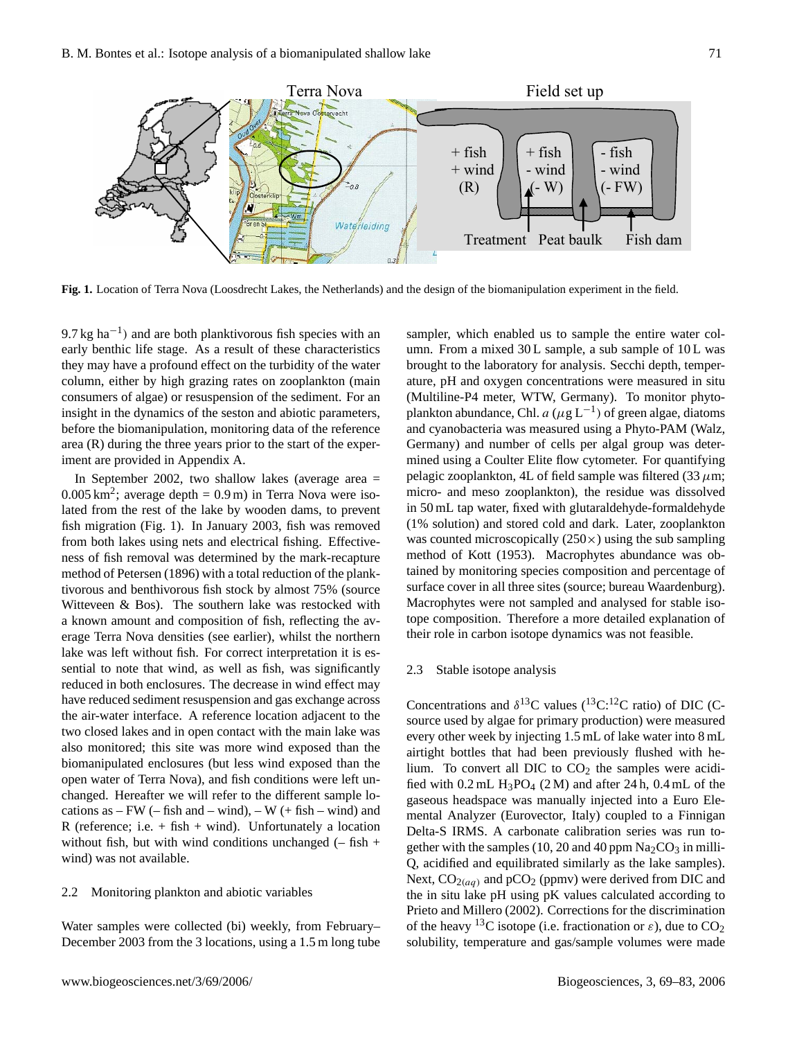Fig. 1. Location of Terra Nova (Loosdrecht Lakes, the Netherlands) and the design of the biomanipulation experiment in the field.

$9.7\,\mathrm{kg\,ha^{-1}}$) and are both planktivorous fish species with an early benthic life stage. As a result of these characteristics they may have a profound effect on the turbidity of the water column, either by high grazing rates on zooplankton (main consumers of algae) or resuspension of the sediment. For an insight in the dynamics of the seston and abiotic parameters, before the biomanipulation, monitoring data of the reference area (R) during the three years prior to the start of the experiment are provided in Appendix A.

In September 2002, two shallow lakes (average area = $0.005\,\mathrm{km^2}$; average depth = 0.9 m) in Terra Nova were isolated from the rest of the lake by wooden dams, to prevent fish migration (Fig. 1). In January 2003, fish was removed from both lakes using nets and electrical fishing. Effectiveness of fish removal was determined by the mark-recapture method of Petersen (1896) with a total reduction of the planktivorous and benthivorous fish stock by almost 75% (source Witteveen & Bos). The southern lake was restocked with a known amount and composition of fish, reflecting the average Terra Nova densities (see earlier), whilst the northern lake was left without fish. For correct interpretation it is essential to note that wind, as well as fish, was significantly reduced in both enclosures. The decrease in wind effect may have reduced sediment resuspension and gas exchange across the air-water interface. A reference location adjacent to the two closed lakes and in open contact with the main lake was also monitored; this site was more wind exposed than the biomanipulated enclosures (but less wind exposed than the open water of Terra Nova), and fish conditions were left unchanged. Hereafter we will refer to the different sample locations as – FW (– fish and – wind), – W (+ fish – wind) and R (reference; i.e. + fish + wind). Unfortunately a location without fish, but with wind conditions unchanged (– fish + wind) was not available.

### 2.2 Monitoring plankton and abiotic variables

Water samples were collected (bi) weekly, from February–December 2003 from the 3 locations, using a 1.5 m long tube sampler, which enabled us to sample the entire water column. From a mixed 30 L sample, a sub sample of 10 L was brought to the laboratory for analysis. Secchi depth, temperature, pH and oxygen concentrations were measured in situ (Multiline-P4 meter, WTW, Germany). To monitor phytoplankton abundance, Chl. *a* ($\mu\mathrm{g\,L^{-1}}$) of green algae, diatoms and cyanobacteria was measured using a Phyto-PAM (Walz, Germany) and number of cells per algal group was determined using a Coulter Elite flow cytometer. For quantifying pelagic zooplankton, 4L of field sample was filtered ($33\,\mu$m; micro- and meso zooplankton), the residue was dissolved in 50 mL tap water, fixed with glutaraldehyde-formaldehyde (1% solution) and stored cold and dark. Later, zooplankton was counted microscopically (250×) using the sub sampling method of Kott (1953). Macrophytes abundance was obtained by monitoring species composition and percentage of surface cover in all three sites (source; bureau Waardenburg). Macrophytes were not sampled and analysed for stable isotope composition. Therefore a more detailed explanation of their role in carbon isotope dynamics was not feasible.

### 2.3 Stable isotope analysis

Concentrations and $\delta^{13}$C values ($^{13}$C:$^{12}$C ratio) of DIC (C-source used by algae for primary production) were measured every other week by injecting 1.5 mL of lake water into 8 mL airtight bottles that had been previously flushed with helium. To convert all DIC to $CO_2$ the samples were acidified with 0.2 mL $H_3PO_4$ (2 M) and after 24 h, 0.4 mL of the gaseous headspace was manually injected into a Euro Elemental Analyzer (Eurovector, Italy) coupled to a Finnigan Delta-S IRMS. A carbonate calibration series was run together with the samples (10, 20 and 40 ppm $Na_2CO_3$ in milli-Q, acidified and equilibrated similarly as the lake samples). Next, $CO_{2(aq)}$ and p$CO_2$ (ppmv) were derived from DIC and the in situ lake pH using pK values calculated according to Prieto and Millero (2002). Corrections for the discrimination of the heavy $^{13}$C isotope (i.e. fractionation or $\varepsilon$), due to $CO_2$ solubility, temperature and gas/sample volumes were made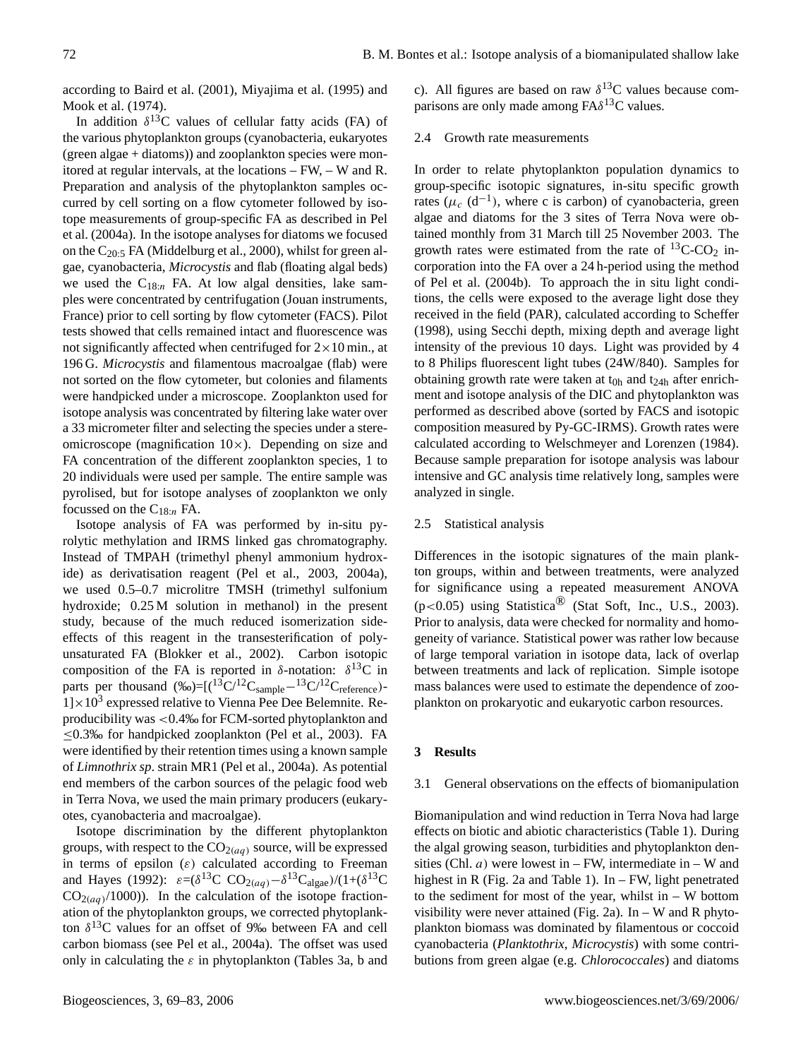according to Baird et al. (2001), Miyajima et al. (1995) and Mook et al. (1974).

In addition $\delta^{13}C$ values of cellular fatty acids (FA) of the various phytoplankton groups (cyanobacteria, eukaryotes (green algae + diatoms)) and zooplankton species were monitored at regular intervals, at the locations – FW, – W and R. Preparation and analysis of the phytoplankton samples occurred by cell sorting on a flow cytometer followed by isotope measurements of group-specific FA as described in Pel et al. (2004a). In the isotope analyses for diatoms we focused on the $C_{20:5}$ FA (Middelburg et al., 2000), whilst for green algae, cyanobacteria, *Microcystis* and flab (floating algal beds) we used the $C_{18:n}$ FA. At low algal densities, lake samples were concentrated by centrifugation (Jouan instruments, France) prior to cell sorting by flow cytometer (FACS). Pilot tests showed that cells remained intact and fluorescence was not significantly affected when centrifuged for $2\times10$ min., at 196 G. *Microcystis* and filamentous macroalgae (flab) were not sorted on the flow cytometer, but colonies and filaments were handpicked under a microscope. Zooplankton used for isotope analysis was concentrated by filtering lake water over a 33 micrometer filter and selecting the species under a stereomicroscope (magnification 10×). Depending on size and FA concentration of the different zooplankton species, 1 to 20 individuals were used per sample. The entire sample was pyrolised, but for isotope analyses of zooplankton we only focussed on the $C_{18:n}$ FA.

Isotope analysis of FA was performed by in-situ pyrolytic methylation and IRMS linked gas chromatography. Instead of TMPAH (trimethyl phenyl ammonium hydroxide) as derivatisation reagent (Pel et al., 2003, 2004a), we used 0.5–0.7 microlitre TMSH (trimethyl sulfonium hydroxide; 0.25 M solution in methanol) in the present study, because of the much reduced isomerization side-effects of this reagent in the transesterification of polyunsaturated FA (Blokker et al., 2002). Carbon isotopic composition of the FA is reported in $\delta$-notation: $\delta^{13}C$ in parts per thousand (‰)=$[(^{13}C/^{12}C_{sample}-^{13}C/^{12}C_{reference})-1]\times10^3$ expressed relative to Vienna Pee Dee Belemnite. Reproducibility was <0.4‰ for FCM-sorted phytoplankton and ≤0.3‰ for handpicked zooplankton (Pel et al., 2003). FA were identified by their retention times using a known sample of *Limnothrix sp*. strain MR1 (Pel et al., 2004a). As potential end members of the carbon sources of the pelagic food web in Terra Nova, we used the main primary producers (eukaryotes, cyanobacteria and macroalgae).

Isotope discrimination by the different phytoplankton groups, with respect to the $CO_{2(aq)}$ source, will be expressed in terms of epsilon ($\varepsilon$) calculated according to Freeman and Hayes (1992): $\varepsilon=(\delta^{13}C\ CO_{2(aq)}-\delta^{13}C_{algae})/(1+(\delta^{13}C\ CO_{2(aq)}/1000))$. In the calculation of the isotope fractionation of the phytoplankton groups, we corrected phytoplankton $\delta^{13}C$ values for an offset of 9‰ between FA and cell carbon biomass (see Pel et al., 2004a). The offset was used only in calculating the $\varepsilon$ in phytoplankton (Tables 3a, b and c). All figures are based on raw $\delta^{13}C$ values because comparisons are only made among FA$\delta^{13}C$ values.

## 2.4 Growth rate measurements

In order to relate phytoplankton population dynamics to group-specific isotopic signatures, in-situ specific growth rates ($\mu_c$ ($d^{-1}$), where c is carbon) of cyanobacteria, green algae and diatoms for the 3 sites of Terra Nova were obtained monthly from 31 March till 25 November 2003. The growth rates were estimated from the rate of $^{13}C$-$CO_2$ incorporation into the FA over a 24 h-period using the method of Pel et al. (2004b). To approach the in situ light conditions, the cells were exposed to the average light dose they received in the field (PAR), calculated according to Scheffer (1998), using Secchi depth, mixing depth and average light intensity of the previous 10 days. Light was provided by 4 to 8 Philips fluorescent light tubes (24W/840). Samples for obtaining growth rate were taken at $t_{0h}$ and $t_{24h}$ after enrichment and isotope analysis of the DIC and phytoplankton was performed as described above (sorted by FACS and isotopic composition measured by Py-GC-IRMS). Growth rates were calculated according to Welschmeyer and Lorenzen (1984). Because sample preparation for isotope analysis was labour intensive and GC analysis time relatively long, samples were analyzed in single.

## 2.5 Statistical analysis

Differences in the isotopic signatures of the main plankton groups, within and between treatments, were analyzed for significance using a repeated measurement ANOVA ($p<0.05$) using Statistica® (Stat Soft, Inc., U.S., 2003). Prior to analysis, data were checked for normality and homogeneity of variance. Statistical power was rather low because of large temporal variation in isotope data, lack of overlap between treatments and lack of replication. Simple isotope mass balances were used to estimate the dependence of zooplankton on prokaryotic and eukaryotic carbon resources.

# 3 Results

## 3.1 General observations on the effects of biomanipulation

Biomanipulation and wind reduction in Terra Nova had large effects on biotic and abiotic characteristics (Table 1). During the algal growing season, turbidities and phytoplankton densities (Chl. *a*) were lowest in – FW, intermediate in – W and highest in R (Fig. 2a and Table 1). In – FW, light penetrated to the sediment for most of the year, whilst in – W bottom visibility were never attained (Fig. 2a). In – W and R phytoplankton biomass was dominated by filamentous or coccoid cyanobacteria (*Planktothrix*, *Microcystis*) with some contributions from green algae (e.g. *Chlorococcales*) and diatoms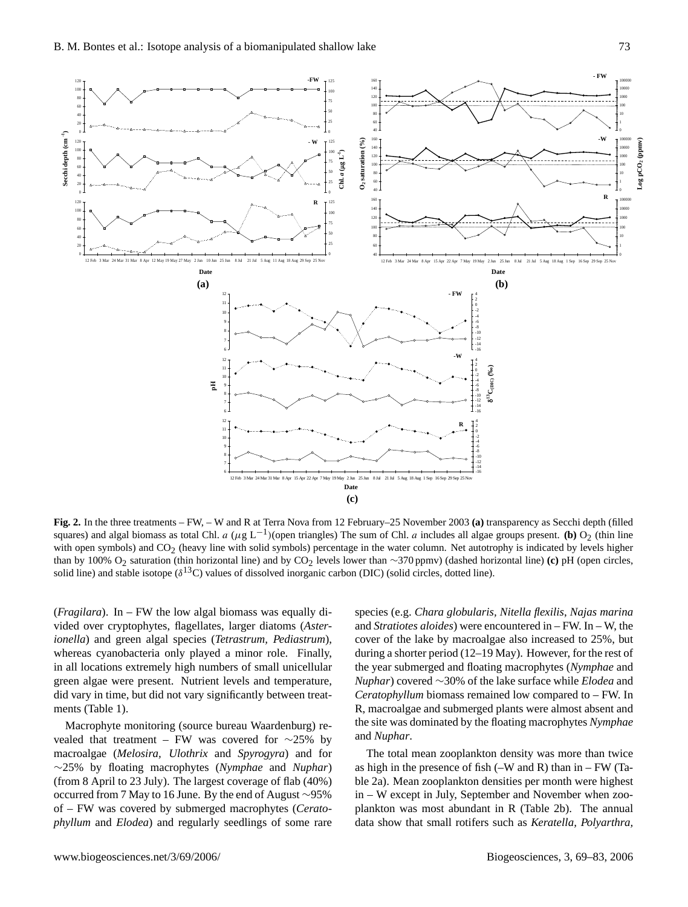**Fig. 2.** In the three treatments – FW, – W and R at Terra Nova from 12 February–25 November 2003 **(a)** transparency as Secchi depth (filled squares) and algal biomass as total Chl. *a* ($\mu$g L$^{-1}$)(open triangles) The sum of Chl. *a* includes all algae groups present. **(b)** $O_2$ (thin line with open symbols) and $CO_2$ (heavy line with solid symbols) percentage in the water column. Net autotrophy is indicated by levels higher than by 100% $O_2$ saturation (thin horizontal line) and by $CO_2$ levels lower than ∼370 ppmv) (dashed horizontal line) **(c)** pH (open circles, solid line) and stable isotope ($\delta^{13}$C) values of dissolved inorganic carbon (DIC) (solid circles, dotted line).

(*Fragilara*). In – FW the low algal biomass was equally divided over cryptophytes, flagellates, larger diatoms (*Asterionella*) and green algal species (*Tetrastrum, Pediastrum*), whereas cyanobacteria only played a minor role. Finally, in all locations extremely high numbers of small unicellular green algae were present. Nutrient levels and temperature, did vary in time, but did not vary significantly between treatments (Table 1).

Macrophyte monitoring (source bureau Waardenburg) revealed that treatment – FW was covered for ∼25% by macroalgae (*Melosira, Ulothrix* and *Spyrogyra*) and for ∼25% by floating macrophytes (*Nymphae* and *Nuphar*) (from 8 April to 23 July). The largest coverage of flab (40%) occurred from 7 May to 16 June. By the end of August ∼95% of – FW was covered by submerged macrophytes (*Ceratophyllum* and *Elodea*) and regularly seedlings of some rare species (e.g. *Chara globularis, Nitella flexilis, Najas marina* and *Stratiotes aloides*) were encountered in – FW. In – W, the cover of the lake by macroalgae also increased to 25%, but during a shorter period (12–19 May). However, for the rest of the year submerged and floating macrophytes (*Nymphae* and *Nuphar*) covered ∼30% of the lake surface while *Elodea* and *Ceratophyllum* biomass remained low compared to – FW. In R, macroalgae and submerged plants were almost absent and the site was dominated by the floating macrophytes *Nymphae* and *Nuphar*.

The total mean zooplankton density was more than twice as high in the presence of fish (–W and R) than in – FW (Table 2a). Mean zooplankton densities per month were highest in – W except in July, September and November when zooplankton was most abundant in R (Table 2b). The annual data show that small rotifers such as *Keratella, Polyarthra,*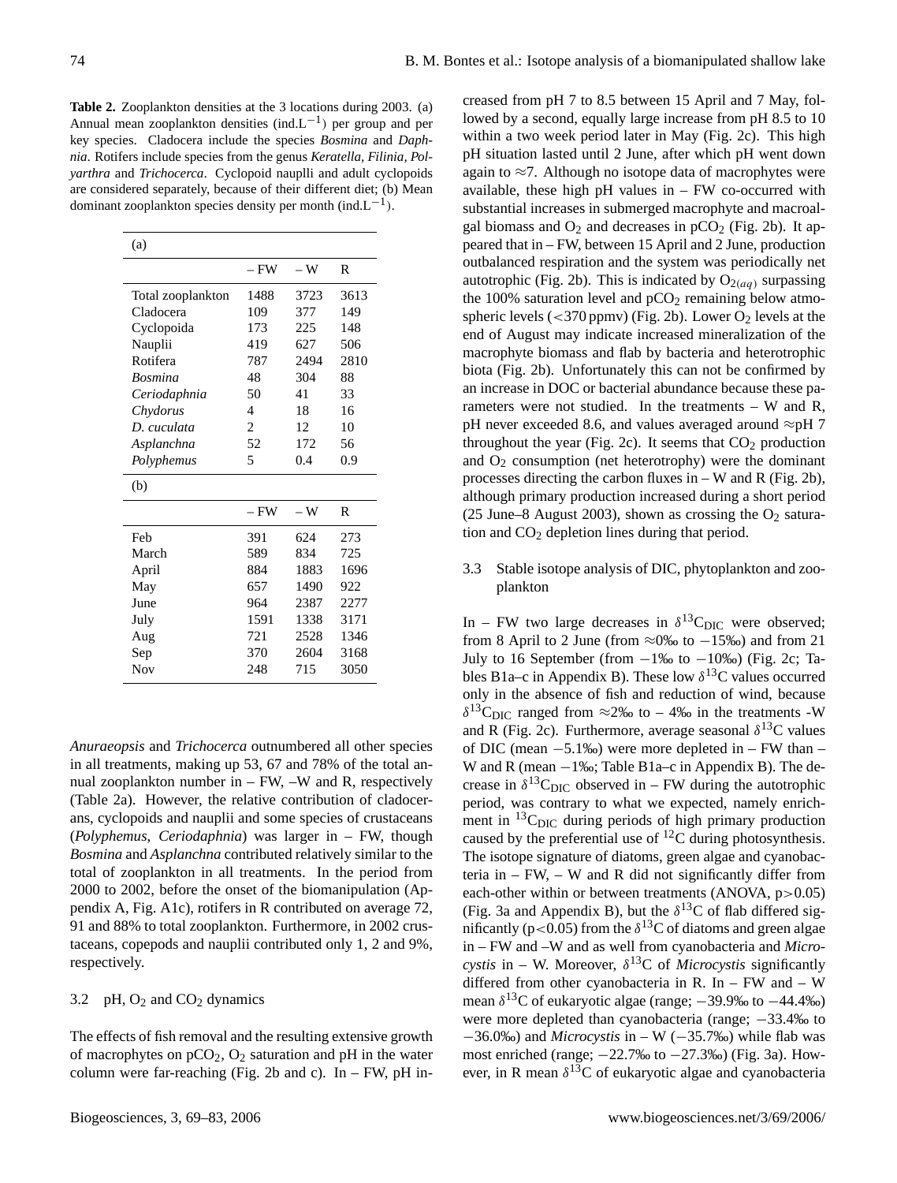**Table 2.** Zooplankton densities at the 3 locations during 2003. (a) Annual mean zooplankton densities (ind.$L^{-1}$) per group and per key species. Cladocera include the species *Bosmina* and *Daphnia*. Rotifers include species from the genus *Keratella, Filinia, Polyarthra* and *Trichocerca*. Cyclopoid nauplii and adult cyclopoids are considered separately, because of their different diet; (b) Mean dominant zooplankton species density per month (ind.$L^{-1}$).

(a)

| | – FW | – W | R |
|---|---|---|---|
| Total zooplankton | 1488 | 3723 | 3613 |
| Cladocera | 109 | 377 | 149 |
| Cyclopoida | 173 | 225 | 148 |
| Nauplii | 419 | 627 | 506 |
| Rotifera | 787 | 2494 | 2810 |
| *Bosmina* | 48 | 304 | 88 |
| *Ceriodaphnia* | 50 | 41 | 33 |
| *Chydorus* | 4 | 18 | 16 |
| *D. cuculata* | 2 | 12 | 10 |
| *Asplanchna* | 52 | 172 | 56 |
| *Polyphemus* | 5 | 0.4 | 0.9 |

(b)

| | – FW | – W | R |
|---|---|---|---|
| Feb | 391 | 624 | 273 |
| March | 589 | 834 | 725 |
| April | 884 | 1883 | 1696 |
| May | 657 | 1490 | 922 |
| June | 964 | 2387 | 2277 |
| July | 1591 | 1338 | 3171 |
| Aug | 721 | 2528 | 1346 |
| Sep | 370 | 2604 | 3168 |
| Nov | 248 | 715 | 3050 |

*Anuraeopsis* and *Trichocerca* outnumbered all other species in all treatments, making up 53, 67 and 78% of the total annual zooplankton number in – FW, –W and R, respectively (Table 2a). However, the relative contribution of cladocerans, cyclopoids and nauplii and some species of crustaceans (*Polyphemus*, *Ceriodaphnia*) was larger in – FW, though *Bosmina* and *Asplanchna* contributed relatively similar to the total of zooplankton in all treatments. In the period from 2000 to 2002, before the onset of the biomanipulation (Appendix A, Fig. A1c), rotifers in R contributed on average 72, 91 and 88% to total zooplankton. Furthermore, in 2002 crustaceans, copepods and nauplii contributed only 1, 2 and 9%, respectively.

### 3.2 pH, $O_2$ and $CO_2$ dynamics

The effects of fish removal and the resulting extensive growth of macrophytes on $pCO_2$, $O_2$ saturation and pH in the water column were far-reaching (Fig. 2b and c). In – FW, pH increased from pH 7 to 8.5 between 15 April and 7 May, followed by a second, equally large increase from pH 8.5 to 10 within a two week period later in May (Fig. 2c). This high pH situation lasted until 2 June, after which pH went down again to ≈7. Although no isotope data of macrophytes were available, these high pH values in – FW co-occurred with substantial increases in submerged macrophyte and macroalgal biomass and $O_2$ and decreases in $pCO_2$ (Fig. 2b). It appeared that in – FW, between 15 April and 2 June, production outbalanced respiration and the system was periodically net autotrophic (Fig. 2b). This is indicated by $O_{2(aq)}$ surpassing the 100% saturation level and $pCO_2$ remaining below atmospheric levels (<370 ppmv) (Fig. 2b). Lower $O_2$ levels at the end of August may indicate increased mineralization of the macrophyte biomass and flab by bacteria and heterotrophic biota (Fig. 2b). Unfortunately this can not be confirmed by an increase in DOC or bacterial abundance because these parameters were not studied. In the treatments – W and R, pH never exceeded 8.6, and values averaged around ≈pH 7 throughout the year (Fig. 2c). It seems that $CO_2$ production and $O_2$ consumption (net heterotrophy) were the dominant processes directing the carbon fluxes in – W and R (Fig. 2b), although primary production increased during a short period (25 June–8 August 2003), shown as crossing the $O_2$ saturation and $CO_2$ depletion lines during that period.

### 3.3 Stable isotope analysis of DIC, phytoplankton and zooplankton

In – FW two large decreases in $\delta^{13}C_{DIC}$ were observed; from 8 April to 2 June (from ≈0‰ to −15‰) and from 21 July to 16 September (from −1‰ to −10‰) (Fig. 2c; Tables B1a–c in Appendix B). These low $\delta^{13}C$ values occurred only in the absence of fish and reduction of wind, because $\delta^{13}C_{DIC}$ ranged from ≈2‰ to – 4‰ in the treatments -W and R (Fig. 2c). Furthermore, average seasonal $\delta^{13}C$ values of DIC (mean −5.1‰) were more depleted in – FW than – W and R (mean −1‰; Table B1a–c in Appendix B). The decrease in $\delta^{13}C_{DIC}$ observed in – FW during the autotrophic period, was contrary to what we expected, namely enrichment in $^{13}C_{DIC}$ during periods of high primary production caused by the preferential use of $^{12}C$ during photosynthesis. The isotope signature of diatoms, green algae and cyanobacteria in – FW, – W and R did not significantly differ from each-other within or between treatments (ANOVA, $p>0.05$) (Fig. 3a and Appendix B), but the $\delta^{13}C$ of flab differed significantly ($p<0.05$) from the $\delta^{13}C$ of diatoms and green algae in – FW and –W and as well from cyanobacteria and *Microcystis* in – W. Moreover, $\delta^{13}C$ of *Microcystis* significantly differed from other cyanobacteria in R. In – FW and – W mean $\delta^{13}C$ of eukaryotic algae (range; −39.9‰ to −44.4‰) were more depleted than cyanobacteria (range; −33.4‰ to −36.0‰) and *Microcystis* in – W (−35.7‰) while flab was most enriched (range; −22.7‰ to −27.3‰) (Fig. 3a). However, in R mean $\delta^{13}C$ of eukaryotic algae and cyanobacteria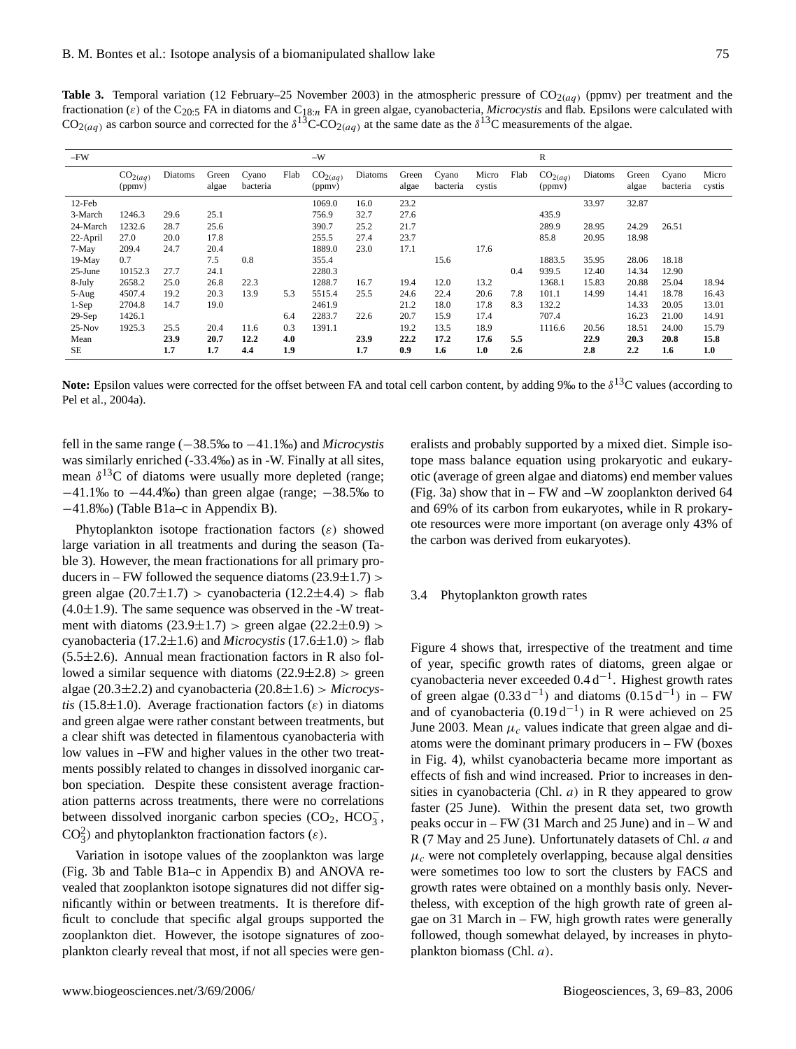**Table 3.** Temporal variation (12 February–25 November 2003) in the atmospheric pressure of $CO_{2(aq)}$ (ppmv) per treatment and the fractionation ($\varepsilon$) of the $C_{20:5}$ FA in diatoms and $C_{18:n}$ FA in green algae, cyanobacteria, *Microcystis* and flab. Epsilons were calculated with $CO_{2(aq)}$ as carbon source and corrected for the $\delta^{13}C$-$CO_{2(aq)}$ at the same date as the $\delta^{13}C$ measurements of the algae.

| | –FW | | | | | –W | | | | | | R | | | | |
|---|---|---|---|---|---|---|---|---|---|---|---|---|---|---|---|---|
| | $CO_{2(aq)}$ (ppmv) | Diatoms | Green algae | Cyano bacteria | Flab | $CO_{2(aq)}$ (ppmv) | Diatoms | Green algae | Cyano bacteria | Micro cystis | Flab | $CO_{2(aq)}$ (ppmv) | Diatoms | Green algae | Cyano bacteria | Micro cystis |
| 12-Feb | | | | | | 1069.0 | 16.0 | 23.2 | | | | | 33.97 | 32.87 | | |
| 3-March | 1246.3 | 29.6 | 25.1 | | | 756.9 | 32.7 | 27.6 | | | | 435.9 | | | | |
| 24-March | 1232.6 | 28.7 | 25.6 | | | 390.7 | 25.2 | 21.7 | | | | 289.9 | 28.95 | 24.29 | 26.51 | |
| 22-April | 27.0 | 20.0 | 17.8 | | | 255.5 | 27.4 | 23.7 | | | | 85.8 | 20.95 | 18.98 | | |
| 7-May | 209.4 | 24.7 | 20.4 | | | 1889.0 | 23.0 | 17.1 | | 17.6 | | | | | | |
| 19-May | 0.7 | | 7.5 | 0.8 | 6.4 | 355.4 | | | 15.6 | | | 1883.5 | 35.95 | 28.06 | 18.18 | |
| 25-June | 10152.3 | 27.7 | 24.1 | | | 2280.3 | | | | | 0.4 | 939.5 | 12.40 | 14.34 | 12.90 | |
| 8-July | 2658.2 | 25.0 | 26.8 | 22.3 | | 1288.7 | 16.7 | 19.4 | 12.0 | 13.2 | | 1368.1 | 15.83 | 20.88 | 25.04 | 18.94 |
| 5-Aug | 4507.4 | 19.2 | 20.3 | 13.9 | 5.3 | 5515.4 | 25.5 | 24.6 | 22.4 | 20.6 | 7.8 | 101.1 | 14.99 | 14.41 | 18.78 | 16.43 |
| 1-Sep | 2704.8 | 14.7 | 19.0 | | | 2461.9 | | 21.2 | 18.0 | 17.8 | 8.3 | 132.2 | | 14.33 | 20.05 | 13.01 |
| 29-Sep | 1426.1 | | | | | 2283.7 | 22.6 | 20.7 | 15.9 | 17.4 | | 707.4 | | 16.23 | 21.00 | 14.91 |
| 25-Nov | 1925.3 | 25.5 | 20.4 | 11.6 | 0.3 | 1391.1 | | 19.2 | 13.5 | 18.9 | | 1116.6 | 20.56 | 18.51 | 24.00 | 15.79 |
| Mean | | **23.9** | **20.7** | **12.2** | **4.0** | | **23.9** | **22.2** | **17.2** | **17.6** | **5.5** | | **22.9** | **20.3** | **20.8** | **15.8** |
| SE | | **1.7** | **1.7** | **4.4** | **1.9** | | **1.7** | **0.9** | **1.6** | **1.0** | **2.6** | | **2.8** | **2.2** | **1.6** | **1.0** |

**Note:** Epsilon values were corrected for the offset between FA and total cell carbon content, by adding 9‰ to the $\delta^{13}C$ values (according to Pel et al., 2004a).

fell in the same range (−38.5‰ to −41.1‰) and *Microcystis* was similarly enriched (-33.4‰) as in -W. Finally at all sites, mean $\delta^{13}C$ of diatoms were usually more depleted (range; −41.1‰ to −44.4‰) than green algae (range; −38.5‰ to −41.8‰) (Table B1a–c in Appendix B).

Phytoplankton isotope fractionation factors ($\varepsilon$) showed large variation in all treatments and during the season (Table 3). However, the mean fractionations for all primary producers in – FW followed the sequence diatoms (23.9±1.7) > green algae (20.7±1.7) > cyanobacteria (12.2±4.4) > flab (4.0±1.9). The same sequence was observed in the -W treatment with diatoms (23.9±1.7) > green algae (22.2±0.9) > cyanobacteria (17.2±1.6) and *Microcystis* (17.6±1.0) > flab (5.5±2.6). Annual mean fractionation factors in R also followed a similar sequence with diatoms (22.9±2.8) > green algae (20.3±2.2) and cyanobacteria (20.8±1.6) > *Microcystis* (15.8±1.0). Average fractionation factors ($\varepsilon$) in diatoms and green algae were rather constant between treatments, but a clear shift was detected in filamentous cyanobacteria with low values in –FW and higher values in the other two treatments possibly related to changes in dissolved inorganic carbon speciation. Despite these consistent average fractionation patterns across treatments, there were no correlations between dissolved inorganic carbon species ($CO_2$, $HCO_3^-$, $CO_3^2$) and phytoplankton fractionation factors ($\varepsilon$).

Variation in isotope values of the zooplankton was large (Fig. 3b and Table B1a–c in Appendix B) and ANOVA revealed that zooplankton isotope signatures did not differ significantly within or between treatments. It is therefore difficult to conclude that specific algal groups supported the zooplankton diet. However, the isotope signatures of zooplankton clearly reveal that most, if not all species were generalists and probably supported by a mixed diet. Simple isotope mass balance equation using prokaryotic and eukaryotic (average of green algae and diatoms) end member values (Fig. 3a) show that in – FW and –W zooplankton derived 64 and 69% of its carbon from eukaryotes, while in R prokaryote resources were more important (on average only 43% of the carbon was derived from eukaryotes).

### 3.4 Phytoplankton growth rates

Figure 4 shows that, irrespective of the treatment and time of year, specific growth rates of diatoms, green algae or cyanobacteria never exceeded 0.4 $d^{-1}$. Highest growth rates of green algae (0.33 $d^{-1}$) and diatoms (0.15 $d^{-1}$) in – FW and of cyanobacteria (0.19 $d^{-1}$) in R were achieved on 25 June 2003. Mean $\mu_c$ values indicate that green algae and diatoms were the dominant primary producers in – FW (boxes in Fig. 4), whilst cyanobacteria became more important as effects of fish and wind increased. Prior to increases in densities in cyanobacteria (Chl. *a*) in R they appeared to grow faster (25 June). Within the present data set, two growth peaks occur in – FW (31 March and 25 June) and in – W and R (7 May and 25 June). Unfortunately datasets of Chl. *a* and $\mu_c$ were not completely overlapping, because algal densities were sometimes too low to sort the clusters by FACS and growth rates were obtained on a monthly basis only. Nevertheless, with exception of the high growth rate of green algae on 31 March in – FW, high growth rates were generally followed, though somewhat delayed, by increases in phytoplankton biomass (Chl. *a*).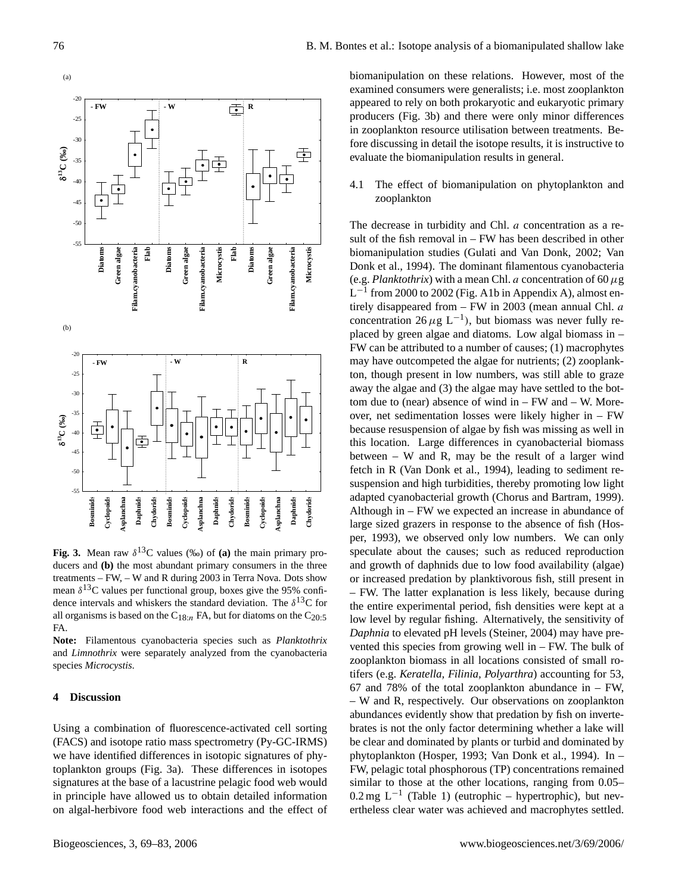**Fig. 3.** Mean raw $\delta^{13}$C values (‰) of **(a)** the main primary producers and **(b)** the most abundant primary consumers in the three treatments – FW, – W and R during 2003 in Terra Nova. Dots show mean $\delta^{13}$C values per functional group, boxes give the 95% confidence intervals and whiskers the standard deviation. The $\delta^{13}$C for all organisms is based on the $C_{18:n}$ FA, but for diatoms on the $C_{20:5}$ FA.

**Note:** Filamentous cyanobacteria species such as *Planktothrix* and *Limnothrix* were separately analyzed from the cyanobacteria species *Microcystis*.

## 4 Discussion

Using a combination of fluorescence-activated cell sorting (FACS) and isotope ratio mass spectrometry (Py-GC-IRMS) we have identified differences in isotopic signatures of phytoplankton groups (Fig. 3a). These differences in isotopes signatures at the base of a lacustrine pelagic food web would in principle have allowed us to obtain detailed information on algal-herbivore food web interactions and the effect of biomanipulation on these relations. However, most of the examined consumers were generalists; i.e. most zooplankton appeared to rely on both prokaryotic and eukaryotic primary producers (Fig. 3b) and there were only minor differences in zooplankton resource utilisation between treatments. Before discussing in detail the isotope results, it is instructive to evaluate the biomanipulation results in general.

### 4.1 The effect of biomanipulation on phytoplankton and zooplankton

The decrease in turbidity and Chl. *a* concentration as a result of the fish removal in – FW has been described in other biomanipulation studies (Gulati and Van Donk, 2002; Van Donk et al., 1994). The dominant filamentous cyanobacteria (e.g. *Planktothrix*) with a mean Chl. *a* concentration of 60 $\mu$g $L^{-1}$ from 2000 to 2002 (Fig. A1b in Appendix A), almost entirely disappeared from – FW in 2003 (mean annual Chl. *a* concentration 26 $\mu$g $L^{-1}$), but biomass was never fully replaced by green algae and diatoms. Low algal biomass in – FW can be attributed to a number of causes; (1) macrophytes may have outcompeted the algae for nutrients; (2) zooplankton, though present in low numbers, was still able to graze away the algae and (3) the algae may have settled to the bottom due to (near) absence of wind in – FW and – W. Moreover, net sedimentation losses were likely higher in – FW because resuspension of algae by fish was missing as well in this location. Large differences in cyanobacterial biomass between – W and R, may be the result of a larger wind fetch in R (Van Donk et al., 1994), leading to sediment resuspension and high turbidities, thereby promoting low light adapted cyanobacterial growth (Chorus and Bartram, 1999). Although in – FW we expected an increase in abundance of large sized grazers in response to the absence of fish (Hosper, 1993), we observed only low numbers. We can only speculate about the causes; such as reduced reproduction and growth of daphnids due to low food availability (algae) or increased predation by planktivorous fish, still present in – FW. The latter explanation is less likely, because during the entire experimental period, fish densities were kept at a low level by regular fishing. Alternatively, the sensitivity of *Daphnia* to elevated pH levels (Steiner, 2004) may have prevented this species from growing well in – FW. The bulk of zooplankton biomass in all locations consisted of small rotifers (e.g. *Keratella, Filinia, Polyarthra*) accounting for 53, 67 and 78% of the total zooplankton abundance in – FW, – W and R, respectively. Our observations on zooplankton abundances evidently show that predation by fish on invertebrates is not the only factor determining whether a lake will be clear and dominated by plants or turbid and dominated by phytoplankton (Hosper, 1993; Van Donk et al., 1994). In – FW, pelagic total phosphorous (TP) concentrations remained similar to those at the other locations, ranging from 0.05–0.2 mg $L^{-1}$ (Table 1) (eutrophic – hypertrophic), but nevertheless clear water was achieved and macrophytes settled.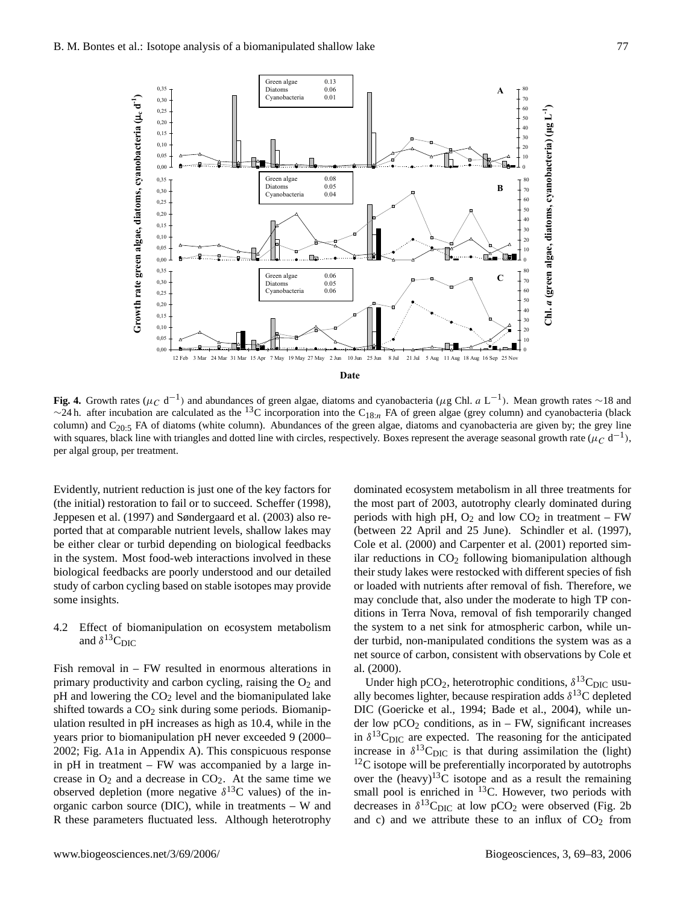**Fig. 4.** Growth rates ($\mu_C$ d$^{-1}$) and abundances of green algae, diatoms and cyanobacteria ($\mu$g Chl. *a* L$^{-1}$). Mean growth rates ~18 and ~24 h. after incubation are calculated as the $^{13}$C incorporation into the $C_{18:n}$ FA of green algae (grey column) and cyanobacteria (black column) and $C_{20:5}$ FA of diatoms (white column). Abundances of the green algae, diatoms and cyanobacteria are given by; the grey line with squares, black line with triangles and dotted line with circles, respectively. Boxes represent the average seasonal growth rate ($\mu_C$ d$^{-1}$), per algal group, per treatment.

Evidently, nutrient reduction is just one of the key factors for (the initial) restoration to fail or to succeed. Scheffer (1998), Jeppesen et al. (1997) and Søndergaard et al. (2003) also reported that at comparable nutrient levels, shallow lakes may be either clear or turbid depending on biological feedbacks in the system. Most food-web interactions involved in these biological feedbacks are poorly understood and our detailed study of carbon cycling based on stable isotopes may provide some insights.

### 4.2 Effect of biomanipulation on ecosystem metabolism and $\delta^{13}C_{DIC}$

Fish removal in – FW resulted in enormous alterations in primary productivity and carbon cycling, raising the $O_2$ and pH and lowering the $CO_2$ level and the biomanipulated lake shifted towards a $CO_2$ sink during some periods. Biomanipulation resulted in pH increases as high as 10.4, while in the years prior to biomanipulation pH never exceeded 9 (2000–2002; Fig. A1a in Appendix A). This conspicuous response in pH in treatment – FW was accompanied by a large increase in $O_2$ and a decrease in $CO_2$. At the same time we observed depletion (more negative $\delta^{13}$C values) of the inorganic carbon source (DIC), while in treatments – W and R these parameters fluctuated less. Although heterotrophy dominated ecosystem metabolism in all three treatments for the most part of 2003, autotrophy clearly dominated during periods with high pH, $O_2$ and low $CO_2$ in treatment – FW (between 22 April and 25 June). Schindler et al. (1997), Cole et al. (2000) and Carpenter et al. (2001) reported similar reductions in $CO_2$ following biomanipulation although their study lakes were restocked with different species of fish or loaded with nutrients after removal of fish. Therefore, we may conclude that, also under the moderate to high TP conditions in Terra Nova, removal of fish temporarily changed the system to a net sink for atmospheric carbon, while under turbid, non-manipulated conditions the system was as a net source of carbon, consistent with observations by Cole et al. (2000).

Under high p$CO_2$, heterotrophic conditions, $\delta^{13}C_{DIC}$ usually becomes lighter, because respiration adds $\delta^{13}$C depleted DIC (Goericke et al., 1994; Bade et al., 2004), while under low p$CO_2$ conditions, as in – FW, significant increases in $\delta^{13}C_{DIC}$ are expected. The reasoning for the anticipated increase in $\delta^{13}C_{DIC}$ is that during assimilation the (light) $^{12}$C isotope will be preferentially incorporated by autotrophs over the (heavy)$^{13}$C isotope and as a result the remaining small pool is enriched in $^{13}$C. However, two periods with decreases in $\delta^{13}C_{DIC}$ at low p$CO_2$ were observed (Fig. 2b and c) and we attribute these to an influx of $CO_2$ from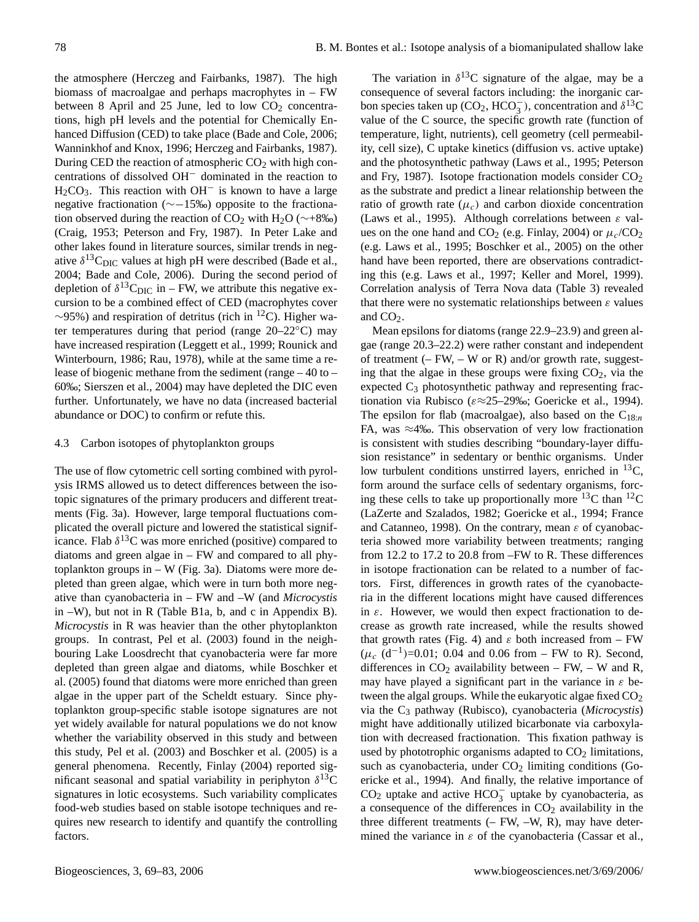the atmosphere (Herczeg and Fairbanks, 1987). The high biomass of macroalgae and perhaps macrophytes in – FW between 8 April and 25 June, led to low $CO_2$ concentrations, high pH levels and the potential for Chemically Enhanced Diffusion (CED) to take place (Bade and Cole, 2006; Wanninkhof and Knox, 1996; Herczeg and Fairbanks, 1987). During CED the reaction of atmospheric $CO_2$ with high concentrations of dissolved $OH^-$ dominated in the reaction to $H_2CO_3$. This reaction with $OH^-$ is known to have a large negative fractionation ($\sim -15$‰) opposite to the fractionation observed during the reaction of $CO_2$ with $H_2O$ ($\sim +8$‰) (Craig, 1953; Peterson and Fry, 1987). In Peter Lake and other lakes found in literature sources, similar trends in negative $\delta^{13}C_{DIC}$ values at high pH were described (Bade et al., 2004; Bade and Cole, 2006). During the second period of depletion of $\delta^{13}C_{DIC}$ in – FW, we attribute this negative excursion to be a combined effect of CED (macrophytes cover $\sim$95%) and respiration of detritus (rich in $^{12}C$). Higher water temperatures during that period (range 20–22°C) may have increased respiration (Leggett et al., 1999; Rounick and Winterbourn, 1986; Rau, 1978), while at the same time a release of biogenic methane from the sediment (range – 40 to – 60‰; Sierszen et al., 2004) may have depleted the DIC even further. Unfortunately, we have no data (increased bacterial abundance or DOC) to confirm or refute this.

### 4.3 Carbon isotopes of phytoplankton groups

The use of flow cytometric cell sorting combined with pyrolysis IRMS allowed us to detect differences between the isotopic signatures of the primary producers and different treatments (Fig. 3a). However, large temporal fluctuations complicated the overall picture and lowered the statistical significance. Flab $\delta^{13}C$ was more enriched (positive) compared to diatoms and green algae in – FW and compared to all phytoplankton groups in – W (Fig. 3a). Diatoms were more depleted than green algae, which were in turn both more negative than cyanobacteria in – FW and –W (and *Microcystis* in –W), but not in R (Table B1a, b, and c in Appendix B). *Microcystis* in R was heavier than the other phytoplankton groups. In contrast, Pel et al. (2003) found in the neighbouring Lake Loosdrecht that cyanobacteria were far more depleted than green algae and diatoms, while Boschker et al. (2005) found that diatoms were more enriched than green algae in the upper part of the Scheldt estuary. Since phytoplankton group-specific stable isotope signatures are not yet widely available for natural populations we do not know whether the variability observed in this study and between this study, Pel et al. (2003) and Boschker et al. (2005) is a general phenomena. Recently, Finlay (2004) reported significant seasonal and spatial variability in periphyton $\delta^{13}C$ signatures in lotic ecosystems. Such variability complicates food-web studies based on stable isotope techniques and requires new research to identify and quantify the controlling factors.

The variation in $\delta^{13}C$ signature of the algae, may be a consequence of several factors including: the inorganic carbon species taken up ($CO_2$, $HCO_3^-$), concentration and $\delta^{13}C$ value of the C source, the specific growth rate (function of temperature, light, nutrients), cell geometry (cell permeability, cell size), C uptake kinetics (diffusion vs. active uptake) and the photosynthetic pathway (Laws et al., 1995; Peterson and Fry, 1987). Isotope fractionation models consider $CO_2$ as the substrate and predict a linear relationship between the ratio of growth rate ($\mu_c$) and carbon dioxide concentration (Laws et al., 1995). Although correlations between $\varepsilon$ values on the one hand and $CO_2$ (e.g. Finlay, 2004) or $\mu_c/CO_2$ (e.g. Laws et al., 1995; Boschker et al., 2005) on the other hand have been reported, there are observations contradicting this (e.g. Laws et al., 1997; Keller and Morel, 1999). Correlation analysis of Terra Nova data (Table 3) revealed that there were no systematic relationships between $\varepsilon$ values and $CO_2$.

Mean epsilons for diatoms (range 22.9–23.9) and green algae (range 20.3–22.2) were rather constant and independent of treatment (– FW, – W or R) and/or growth rate, suggesting that the algae in these groups were fixing $CO_2$, via the expected $C_3$ photosynthetic pathway and representing fractionation via Rubisco ($\varepsilon \approx 25$–29‰; Goericke et al., 1994). The epsilon for flab (macroalgae), also based on the $C_{18:n}$ FA, was $\approx$4‰. This observation of very low fractionation is consistent with studies describing "boundary-layer diffusion resistance" in sedentary or benthic organisms. Under low turbulent conditions unstirred layers, enriched in $^{13}C$, form around the surface cells of sedentary organisms, forcing these cells to take up proportionally more $^{13}C$ than $^{12}C$ (LaZerte and Szalados, 1982; Goericke et al., 1994; France and Catanneo, 1998). On the contrary, mean $\varepsilon$ of cyanobacteria showed more variability between treatments; ranging from 12.2 to 17.2 to 20.8 from –FW to R. These differences in isotope fractionation can be related to a number of factors. First, differences in growth rates of the cyanobacteria in the different locations might have caused differences in $\varepsilon$. However, we would then expect fractionation to decrease as growth rate increased, while the results showed that growth rates (Fig. 4) and $\varepsilon$ both increased from – FW ($\mu_c$ ($d^{-1}$)=0.01; 0.04 and 0.06 from – FW to R). Second, differences in $CO_2$ availability between – FW, – W and R, may have played a significant part in the variance in $\varepsilon$ between the algal groups. While the eukaryotic algae fixed $CO_2$ via the $C_3$ pathway (Rubisco), cyanobacteria (*Microcystis*) might have additionally utilized bicarbonate via carboxylation with decreased fractionation. This fixation pathway is used by phototrophic organisms adapted to $CO_2$ limitations, such as cyanobacteria, under $CO_2$ limiting conditions (Goericke et al., 1994). And finally, the relative importance of $CO_2$ uptake and active $HCO_3^-$ uptake by cyanobacteria, as a consequence of the differences in $CO_2$ availability in the three different treatments (– FW, –W, R), may have determined the variance in $\varepsilon$ of the cyanobacteria (Cassar et al.,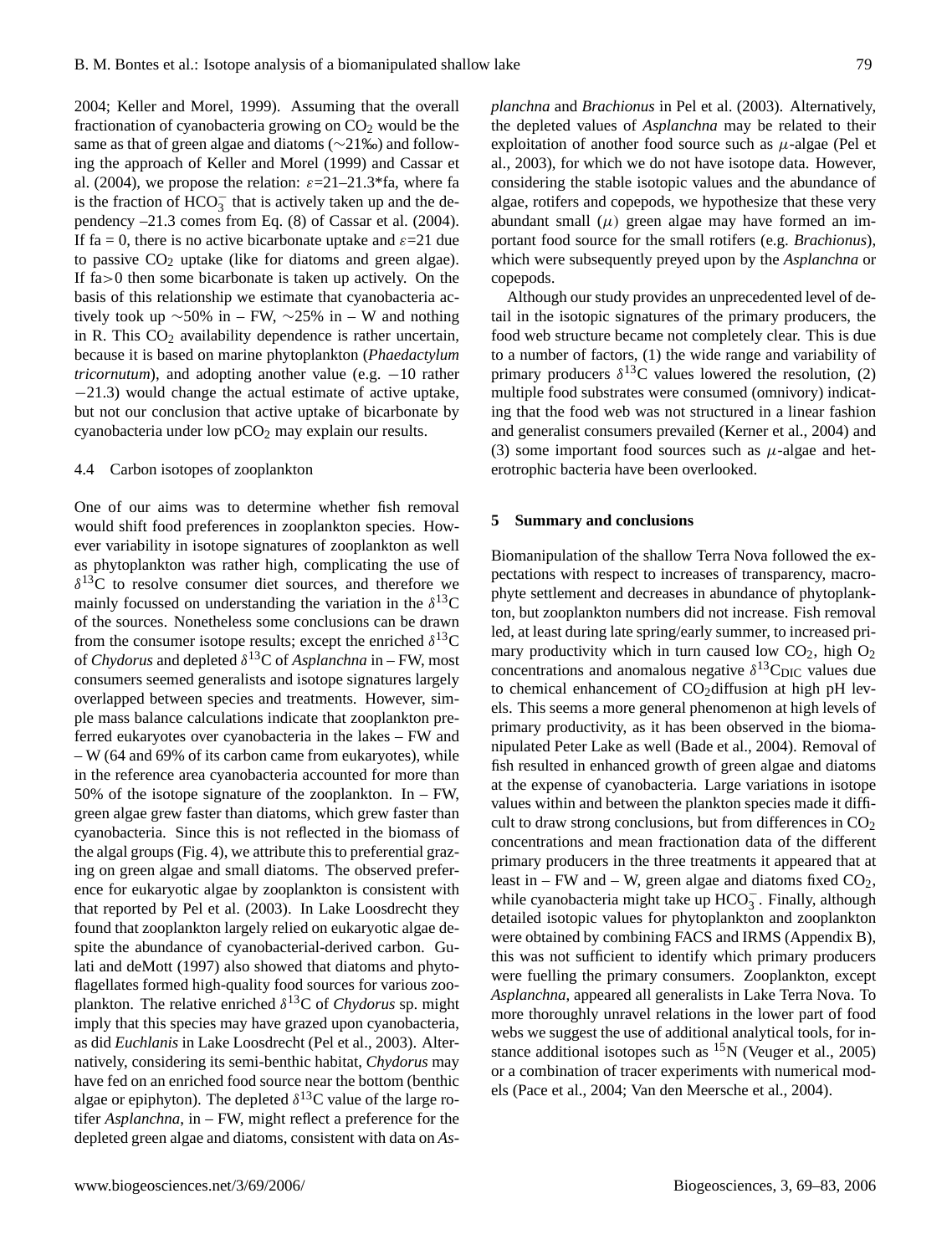2004; Keller and Morel, 1999). Assuming that the overall fractionation of cyanobacteria growing on $CO_2$ would be the same as that of green algae and diatoms (∼21‰) and following the approach of Keller and Morel (1999) and Cassar et al. (2004), we propose the relation: $\varepsilon$=21–21.3*fa, where fa is the fraction of $HCO_3^-$ that is actively taken up and the dependency –21.3 comes from Eq. (8) of Cassar et al. (2004). If fa = 0, there is no active bicarbonate uptake and $\varepsilon$=21 due to passive $CO_2$ uptake (like for diatoms and green algae). If fa>0 then some bicarbonate is taken up actively. On the basis of this relationship we estimate that cyanobacteria actively took up ∼50% in – FW, ∼25% in – W and nothing in R. This $CO_2$ availability dependence is rather uncertain, because it is based on marine phytoplankton (*Phaedactylum tricornutum*), and adopting another value (e.g. −10 rather −21.3) would change the actual estimate of active uptake, but not our conclusion that active uptake of bicarbonate by cyanobacteria under low $pCO_2$ may explain our results.

### 4.4 Carbon isotopes of zooplankton

One of our aims was to determine whether fish removal would shift food preferences in zooplankton species. However variability in isotope signatures of zooplankton as well as phytoplankton was rather high, complicating the use of $\delta^{13}C$ to resolve consumer diet sources, and therefore we mainly focussed on understanding the variation in the $\delta^{13}C$ of the sources. Nonetheless some conclusions can be drawn from the consumer isotope results; except the enriched $\delta^{13}C$ of *Chydorus* and depleted $\delta^{13}C$ of *Asplanchna* in – FW, most consumers seemed generalists and isotope signatures largely overlapped between species and treatments. However, simple mass balance calculations indicate that zooplankton preferred eukaryotes over cyanobacteria in the lakes – FW and – W (64 and 69% of its carbon came from eukaryotes), while in the reference area cyanobacteria accounted for more than 50% of the isotope signature of the zooplankton. In – FW, green algae grew faster than diatoms, which grew faster than cyanobacteria. Since this is not reflected in the biomass of the algal groups (Fig. 4), we attribute this to preferential grazing on green algae and small diatoms. The observed preference for eukaryotic algae by zooplankton is consistent with that reported by Pel et al. (2003). In Lake Loosdrecht they found that zooplankton largely relied on eukaryotic algae despite the abundance of cyanobacterial-derived carbon. Gulati and deMott (1997) also showed that diatoms and phytoflagellates formed high-quality food sources for various zooplankton. The relative enriched $\delta^{13}C$ of *Chydorus* sp. might imply that this species may have grazed upon cyanobacteria, as did *Euchlanis* in Lake Loosdrecht (Pel et al., 2003). Alternatively, considering its semi-benthic habitat, *Chydorus* may have fed on an enriched food source near the bottom (benthic algae or epiphyton). The depleted $\delta^{13}C$ value of the large rotifer *Asplanchna*, in – FW, might reflect a preference for the depleted green algae and diatoms, consistent with data on *Asplanchna* and *Brachionus* in Pel et al. (2003). Alternatively, the depleted values of *Asplanchna* may be related to their exploitation of another food source such as $\mu$-algae (Pel et al., 2003), for which we do not have isotope data. However, considering the stable isotopic values and the abundance of algae, rotifers and copepods, we hypothesize that these very abundant small ($\mu$) green algae may have formed an important food source for the small rotifers (e.g. *Brachionus*), which were subsequently preyed upon by the *Asplanchna* or copepods.

Although our study provides an unprecedented level of detail in the isotopic signatures of the primary producers, the food web structure became not completely clear. This is due to a number of factors, (1) the wide range and variability of primary producers $\delta^{13}C$ values lowered the resolution, (2) multiple food substrates were consumed (omnivory) indicating that the food web was not structured in a linear fashion and generalist consumers prevailed (Kerner et al., 2004) and (3) some important food sources such as $\mu$-algae and heterotrophic bacteria have been overlooked.

## 5 Summary and conclusions

Biomanipulation of the shallow Terra Nova followed the expectations with respect to increases of transparency, macrophyte settlement and decreases in abundance of phytoplankton, but zooplankton numbers did not increase. Fish removal led, at least during late spring/early summer, to increased primary productivity which in turn caused low $CO_2$, high $O_2$ concentrations and anomalous negative $\delta^{13}C_{DIC}$ values due to chemical enhancement of $CO_2$diffusion at high pH levels. This seems a more general phenomenon at high levels of primary productivity, as it has been observed in the biomanipulated Peter Lake as well (Bade et al., 2004). Removal of fish resulted in enhanced growth of green algae and diatoms at the expense of cyanobacteria. Large variations in isotope values within and between the plankton species made it difficult to draw strong conclusions, but from differences in $CO_2$ concentrations and mean fractionation data of the different primary producers in the three treatments it appeared that at least in – FW and – W, green algae and diatoms fixed $CO_2$, while cyanobacteria might take up $HCO_3^-$. Finally, although detailed isotopic values for phytoplankton and zooplankton were obtained by combining FACS and IRMS (Appendix B), this was not sufficient to identify which primary producers were fuelling the primary consumers. Zooplankton, except *Asplanchna*, appeared all generalists in Lake Terra Nova. To more thoroughly unravel relations in the lower part of food webs we suggest the use of additional analytical tools, for instance additional isotopes such as $^{15}N$ (Veuger et al., 2005) or a combination of tracer experiments with numerical models (Pace et al., 2004; Van den Meersche et al., 2004).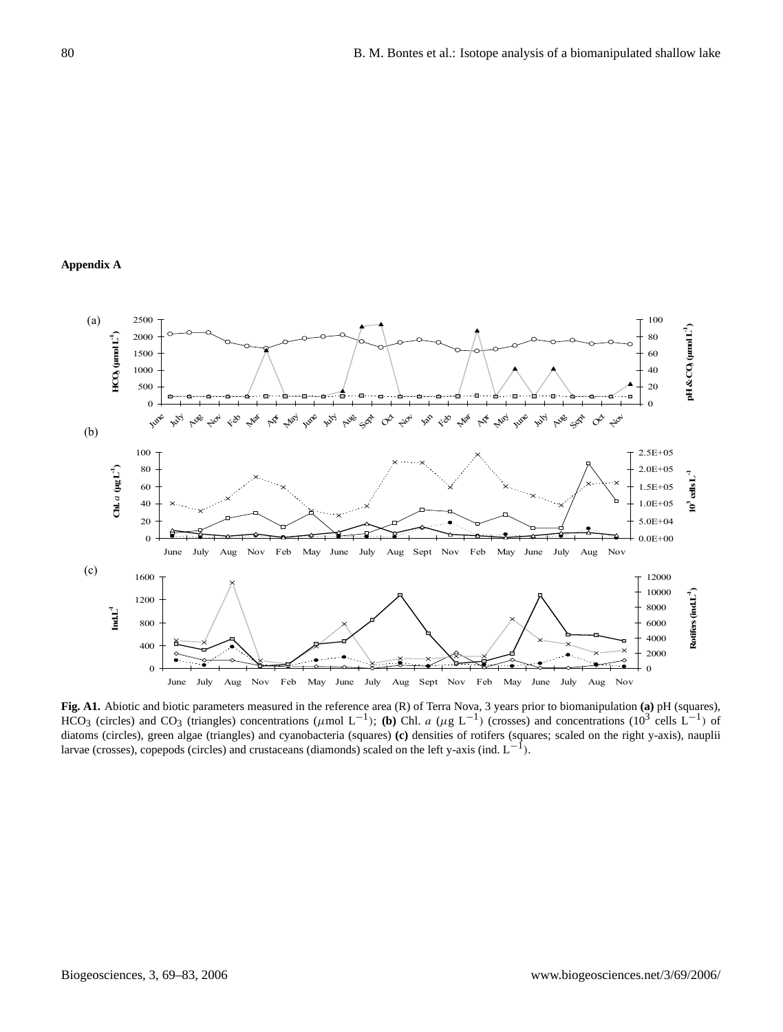## Appendix A

**Fig. A1.** Abiotic and biotic parameters measured in the reference area (R) of Terra Nova, 3 years prior to biomanipulation **(a)** pH (squares), $HCO_3$ (circles) and $CO_3$ (triangles) concentrations ($\mu$mol $L^{-1}$); **(b)** Chl. *a* ($\mu$g $L^{-1}$) (crosses) and concentrations ($10^3$ cells $L^{-1}$) of diatoms (circles), green algae (triangles) and cyanobacteria (squares) **(c)** densities of rotifers (squares; scaled on the right y-axis), nauplii larvae (crosses), copepods (circles) and crustaceans (diamonds) scaled on the left y-axis (ind. $L^{-1}$).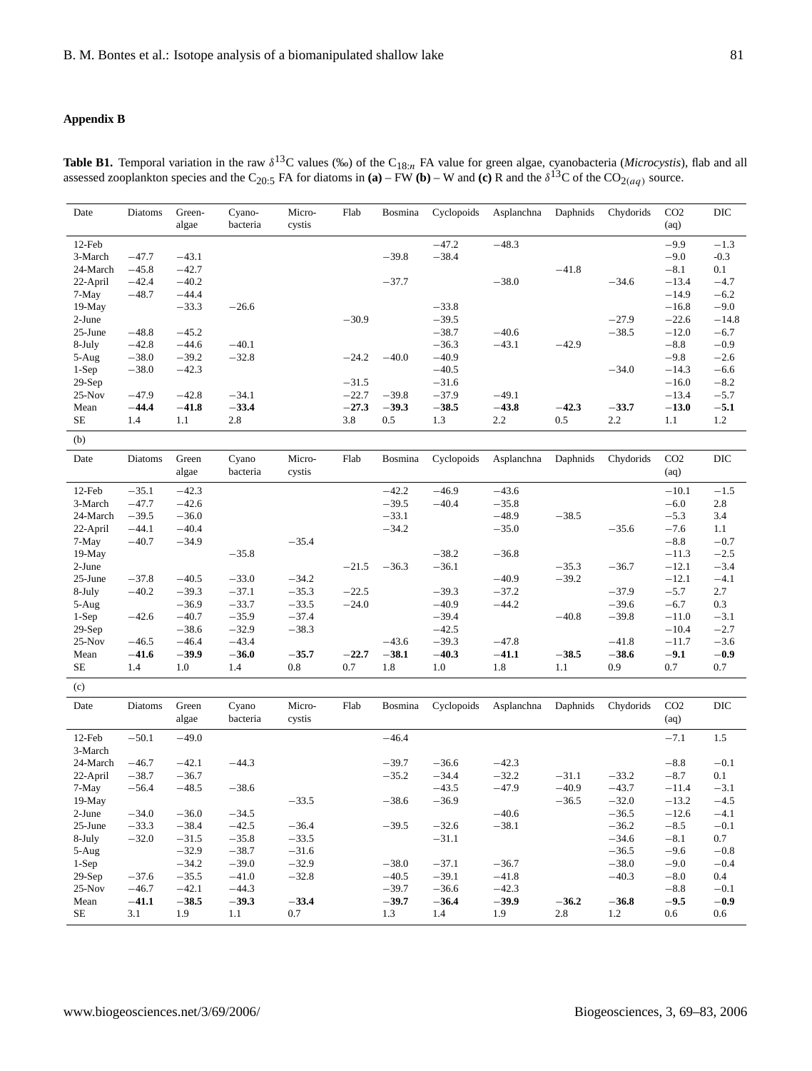## Appendix B

**Table B1.** Temporal variation in the raw $\delta^{13}$C values (‰) of the $C_{18:n}$ FA value for green algae, cyanobacteria (*Microcystis*), flab and all assessed zooplankton species and the $C_{20:5}$ FA for diatoms in **(a)** – FW **(b)** – W and **(c)** R and the $\delta^{13}$C of the $CO_{2(aq)}$ source.

(a)

| Date | Diatoms | Green-algae | Cyano-bacteria | Micro-cystis | Flab | Bosmina | Cyclopoids | Asplanchna | Daphnids | Chydorids | CO2 (aq) | DIC |
|---|---|---|---|---|---|---|---|---|---|---|---|---|
| 12-Feb | | | | | | | −47.2 | −48.3 | | | −9.9 | −1.3 |
| 3-March | −47.7 | −43.1 | | | | −39.8 | −38.4 | | | | −9.0 | -0.3 |
| 24-March | −45.8 | −42.7 | | | | | | | −41.8 | | −8.1 | 0.1 |
| 22-April | −42.4 | −40.2 | | | | −37.7 | | −38.0 | | −34.6 | −13.4 | −4.7 |
| 7-May | −48.7 | −44.4 | | | | | | | | | −14.9 | −6.2 |
| 19-May | | −33.3 | −26.6 | | | | −33.8 | | | | −16.8 | −9.0 |
| 2-June | | | | | −30.9 | | −39.5 | | | −27.9 | −22.6 | −14.8 |
| 25-June | −48.8 | −45.2 | | | | | −38.7 | −40.6 | | −38.5 | −12.0 | −6.7 |
| 8-July | −42.8 | −44.6 | −40.1 | | | | −36.3 | −43.1 | −42.9 | | −8.8 | −0.9 |
| 5-Aug | −38.0 | −39.2 | −32.8 | | −24.2 | −40.0 | −40.9 | | | | −9.8 | −2.6 |
| 1-Sep | −38.0 | −42.3 | | | | | −40.5 | | | −34.0 | −14.3 | −6.6 |
| 29-Sep | | | | | −31.5 | | −31.6 | | | | −16.0 | −8.2 |
| 25-Nov | −47.9 | −42.8 | −34.1 | | −22.7 | −39.8 | −37.9 | −49.1 | | | −13.4 | −5.7 |
| Mean | **−44.4** | **−41.8** | **−33.4** | | **−27.3** | **−39.3** | **−38.5** | **−43.8** | **−42.3** | **−33.7** | **−13.0** | **−5.1** |
| SE | 1.4 | 1.1 | 2.8 | | 3.8 | 0.5 | 1.3 | 2.2 | 0.5 | 2.2 | 1.1 | 1.2 |

(b)

| Date | Diatoms | Green algae | Cyano bacteria | Micro-cystis | Flab | Bosmina | Cyclopoids | Asplanchna | Daphnids | Chydorids | CO2 (aq) | DIC |
|---|---|---|---|---|---|---|---|---|---|---|---|---|
| 12-Feb | −35.1 | −42.3 | | | | −42.2 | −46.9 | −43.6 | | | −10.1 | −1.5 |
| 3-March | −47.7 | −42.6 | | | | −39.5 | −40.4 | −35.8 | | | −6.0 | 2.8 |
| 24-March | −39.5 | −36.0 | | | | −33.1 | | −48.9 | −38.5 | | −5.3 | 3.4 |
| 22-April | −44.1 | −40.4 | | | | −34.2 | | −35.0 | | −35.6 | −7.6 | 1.1 |
| 7-May | −40.7 | −34.9 | | −35.4 | | | | | | | −8.8 | −0.7 |
| 19-May | | | −35.8 | | | | −38.2 | −36.8 | | | −11.3 | −2.5 |
| 2-June | | | | | −21.5 | −36.3 | −36.1 | | −35.3 | −36.7 | −12.1 | −3.4 |
| 25-June | −37.8 | −40.5 | −33.0 | −34.2 | | | | −40.9 | −39.2 | | −12.1 | −4.1 |
| 8-July | −40.2 | −39.3 | −37.1 | −35.3 | −22.5 | | −39.3 | −37.2 | | −37.9 | −5.7 | 2.7 |
| 5-Aug | | −36.9 | −33.7 | −33.5 | −24.0 | | −40.9 | −44.2 | | −39.6 | −6.7 | 0.3 |
| 1-Sep | −42.6 | −40.7 | −35.9 | −37.4 | | | −39.4 | | −40.8 | −39.8 | −11.0 | −3.1 |
| 29-Sep | | −38.6 | −32.9 | −38.3 | | | −42.5 | | | | −10.4 | −2.7 |
| 25-Nov | −46.5 | −46.4 | −43.4 | | | −43.6 | −39.3 | −47.8 | | −41.8 | −11.7 | −3.6 |
| Mean | **−41.6** | **−39.9** | **−36.0** | **−35.7** | **−22.7** | **−38.1** | **−40.3** | **−41.1** | **−38.5** | **−38.6** | **−9.1** | **−0.9** |
| SE | 1.4 | 1.0 | 1.4 | 0.8 | 0.7 | 1.8 | 1.0 | 1.8 | 1.1 | 0.9 | 0.7 | 0.7 |

(c)

| Date | Diatoms | Green algae | Cyano bacteria | Micro-cystis | Flab | Bosmina | Cyclopoids | Asplanchna | Daphnids | Chydorids | CO2 (aq) | DIC |
|---|---|---|---|---|---|---|---|---|---|---|---|---|
| 12-Feb | −50.1 | −49.0 | | | | −46.4 | | | | | −7.1 | 1.5 |
| 3-March | | | | | | | | | | | | |
| 24-March | −46.7 | −42.1 | −44.3 | | | −39.7 | −36.6 | −42.3 | | | −8.8 | −0.1 |
| 22-April | −38.7 | −36.7 | | | | −35.2 | −34.4 | −32.2 | −31.1 | −33.2 | −8.7 | 0.1 |
| 7-May | −56.4 | −48.5 | −38.6 | | | | −43.5 | −47.9 | −40.9 | −43.7 | −11.4 | −3.1 |
| 19-May | | | | −33.5 | | −38.6 | −36.9 | | −36.5 | −32.0 | −13.2 | −4.5 |
| 2-June | −34.0 | −36.0 | −34.5 | | | | | −40.6 | | −36.5 | −12.6 | −4.1 |
| 25-June | −33.3 | −38.4 | −42.5 | −36.4 | | −39.5 | −32.6 | −38.1 | | −36.2 | −8.5 | −0.1 |
| 8-July | −32.0 | −31.5 | −35.8 | −33.5 | | | −31.1 | | | −34.6 | −8.1 | 0.7 |
| 5-Aug | | −32.9 | −38.7 | −31.6 | | | | | | −36.5 | −9.6 | −0.8 |
| 1-Sep | | −34.2 | −39.0 | −32.9 | | −38.0 | −37.1 | −36.7 | | −38.0 | −9.0 | −0.4 |
| 29-Sep | −37.6 | −35.5 | −41.0 | −32.8 | | −40.5 | −39.1 | −41.8 | | −40.3 | −8.0 | 0.4 |
| 25-Nov | −46.7 | −42.1 | −44.3 | | | −39.7 | −36.6 | −42.3 | | | −8.8 | −0.1 |
| Mean | **−41.1** | **−38.5** | **−39.3** | **−33.4** | | **−39.7** | **−36.4** | **−39.9** | **−36.2** | **−36.8** | **−9.5** | **−0.9** |
| SE | 3.1 | 1.9 | 1.1 | 0.7 | | 1.3 | 1.4 | 1.9 | 2.8 | 1.2 | 0.6 | 0.6 |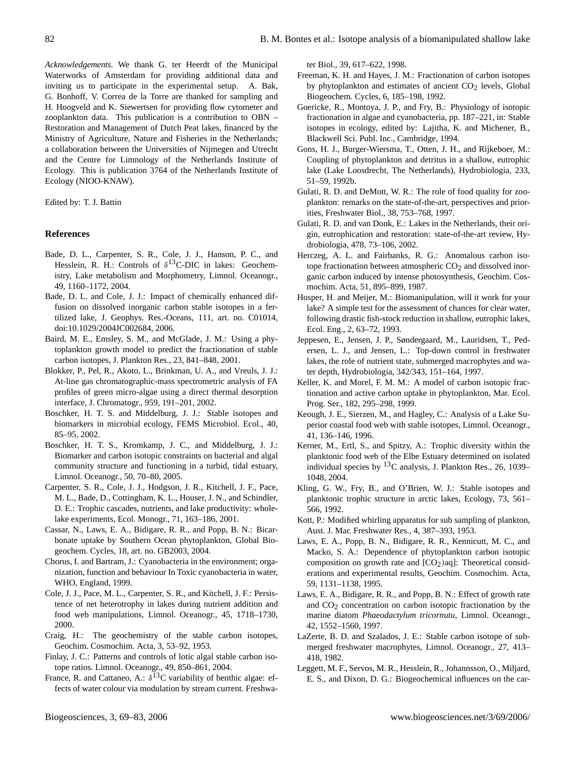*Acknowledgements.* We thank G. ter Heerdt of the Municipal Waterworks of Amsterdam for providing additional data and inviting us to participate in the experimental setup. A. Bak, G. Bonhoff, V. Correa de la Torre are thanked for sampling and H. Hoogveld and K. Siewertsen for providing flow cytometer and zooplankton data. This publication is a contribution to OBN – Restoration and Management of Dutch Peat lakes, financed by the Ministry of Agriculture, Nature and Fisheries in the Netherlands; a collaboration between the Universities of Nijmegen and Utrecht and the Centre for Limnology of the Netherlands Institute of Ecology. This is publication 3764 of the Netherlands Institute of Ecology (NIOO-KNAW).

Edited by: T. J. Battin

## References

Bade, D. L., Carpenter, S. R., Cole, J. J., Hanson, P. C., and Hesslein, R. H.: Controls of $\delta^{13}$C-DIC in lakes: Geochemistry, Lake metabolism and Morphometry, Limnol. Oceanogr., 49, 1160–1172, 2004.

Bade, D. L. and Cole, J. J.: Impact of chemically enhanced diffusion on dissolved inorganic carbon stable isotopes in a fertilized lake, J. Geophys. Res.-Oceans, 111, art. no. C01014, doi:10.1029/2004JC002684, 2006.

Baird, M. E., Emsley, S. M., and McGlade, J. M.: Using a phytoplankton growth model to predict the fractionation of stable carbon isotopes, J. Plankton Res., 23, 841–848, 2001.

Blokker, P., Pel, R., Akoto, L., Brinkman, U. A., and Vreuls, J. J.: At-line gas chromatographic-mass spectrometric analysis of FA profiles of green micro-algae using a direct thermal desorption interface, J. Chromatogr., 959, 191–201, 2002.

Boschker, H. T. S. and Middelburg, J. J.: Stable isotopes and biomarkers in microbial ecology, FEMS Microbiol. Ecol., 40, 85–95, 2002.

Boschker, H. T. S., Kromkamp, J. C., and Middelburg, J. J.: Biomarker and carbon isotopic constraints on bacterial and algal community structure and functioning in a turbid, tidal estuary, Limnol. Oceanogr., 50, 70–80, 2005.

Carpenter, S. R., Cole, J. J., Hodgson, J. R., Kitchell, J. F., Pace, M. L., Bade, D., Cottingham, K. L., Houser, J. N., and Schindler, D. E.: Trophic cascades, nutrients, and lake productivity: whole-lake experiments, Ecol. Monogr., 71, 163–186, 2001.

Cassar, N., Laws, E. A., Bidigare, R. R., and Popp, B. N.: Bicarbonate uptake by Southern Ocean phytoplankton, Global Biogeochem. Cycles, 18, art. no. GB2003, 2004.

Chorus, I. and Bartram, J.: Cyanobacteria in the environment; organization, function and behaviour In Toxic cyanobacteria in water, WHO, England, 1999.

Cole, J. J., Pace, M. L., Carpenter, S. R., and Kitchell, J. F.: Persistence of net heterotrophy in lakes during nutrient addition and food web manipulations, Limnol. Oceanogr., 45, 1718–1730, 2000.

Craig, H.: The geochemistry of the stable carbon isotopes, Geochim. Cosmochim. Acta, 3, 53–92, 1953.

Finlay, J. C.: Patterns and controls of lotic algal stable carbon isotope ratios. Limnol. Oceanogr., 49, 850–861, 2004.

France, R. and Cattaneo, A.: $\delta^{13}$C variability of benthic algae: effects of water colour via modulation by stream current. Freshwater Biol., 39, 617–622, 1998.

Freeman, K. H. and Hayes, J. M.: Fractionation of carbon isotopes by phytoplankton and estimates of ancient $CO_2$ levels, Global Biogeochem. Cycles, 6, 185–198, 1992.

Goericke, R., Montoya, J. P., and Fry, B.: Physiology of isotopic fractionation in algae and cyanobacteria, pp. 187–221, in: Stable isotopes in ecology, edited by: Lajitha, K. and Michener, B., Blackwell Sci. Publ. Inc., Cambridge, 1994.

Gons, H. J., Burger-Wiersma, T., Otten, J. H., and Rijkeboer, M.: Coupling of phytoplankton and detritus in a shallow, eutrophic lake (Lake Loosdrecht, The Netherlands), Hydrobiologia, 233, 51–59, 1992b.

Gulati, R. D. and DeMott, W. R.: The role of food quality for zooplankton: remarks on the state-of-the-art, perspectives and priorities, Freshwater Biol., 38, 753–768, 1997.

Gulati, R. D. and van Donk, E.: Lakes in the Netherlands, their origin, eutrophication and restoration: state-of-the-art review, Hydrobiologia, 478, 73–106, 2002.

Herczeg, A. L. and Fairbanks, R. G.: Anomalous carbon isotope fractionation between atmospheric $CO_2$ and dissolved inorganic carbon induced by intense photosynthesis, Geochim. Cosmochim. Acta, 51, 895–899, 1987.

Hosper, H. and Meijer, M.: Biomanipulation, will it work for your lake? A simple test for the assessment of chances for clear water, following drastic fish-stock reduction in shallow, eutrophic lakes, Ecol. Eng., 2, 63–72, 1993.

Jeppesen, E., Jensen, J. P., Søndergaard, M., Lauridsen, T., Pedersen, L. J., and Jensen, L.: Top-down control in freshwater lakes, the role of nutrient state, submerged macrophytes and water depth, Hydrobiologia, 342/343, 151–164, 1997.

Keller, K. and Morel, F. M. M.: A model of carbon isotopic fractionation and active carbon uptake in phytoplankton, Mar. Ecol. Prog. Ser., 182, 295–298, 1999.

Keough, J. E., Sierzen, M., and Hagley, C.: Analysis of a Lake Superior coastal food web with stable isotopes, Limnol. Oceanogr., 41, 136–146, 1996.

Kerner, M., Ertl, S., and Spitzy, A.: Trophic diversity within the planktonic food web of the Elbe Estuary determined on isolated individual species by $^{13}$C analysis, J. Plankton Res., 26, 1039–1048, 2004.

Kling, G. W., Fry, B., and O'Brien, W. J.: Stable isotopes and planktonic trophic structure in arctic lakes, Ecology, 73, 561–566, 1992.

Kott, P.: Modified whirling apparatus for sub sampling of plankton, Aust. J. Mar. Freshwater Res., 4, 387–393, 1953.

Laws, E. A., Popp, B. N., Bidigare, R. R., Kennicutt, M. C., and Macko, S. A.: Dependence of phytoplankton carbon isotopic composition on growth rate and $[CO_2)aq]$: Theoretical considerations and experimental results, Geochim. Cosmochim. Acta, 59, 1131–1138, 1995.

Laws, E. A., Bidigare, R. R., and Popp, B. N.: Effect of growth rate and $CO_2$ concentration on carbon isotopic fractionation by the marine diatom *Phaeodactylum tricornutu*, Limnol. Oceanogr., 42, 1552–1560, 1997.

LaZerte, B. D. and Szalados, J. E.: Stable carbon isotope of submerged freshwater macrophytes, Limnol. Oceanogr., 27, 413–418, 1982.

Leggett, M. F., Servos, M. R., Hesslein, R., Johannsson, O., Miljard, E. S., and Dixon, D. G.: Biogeochemical influences on the car-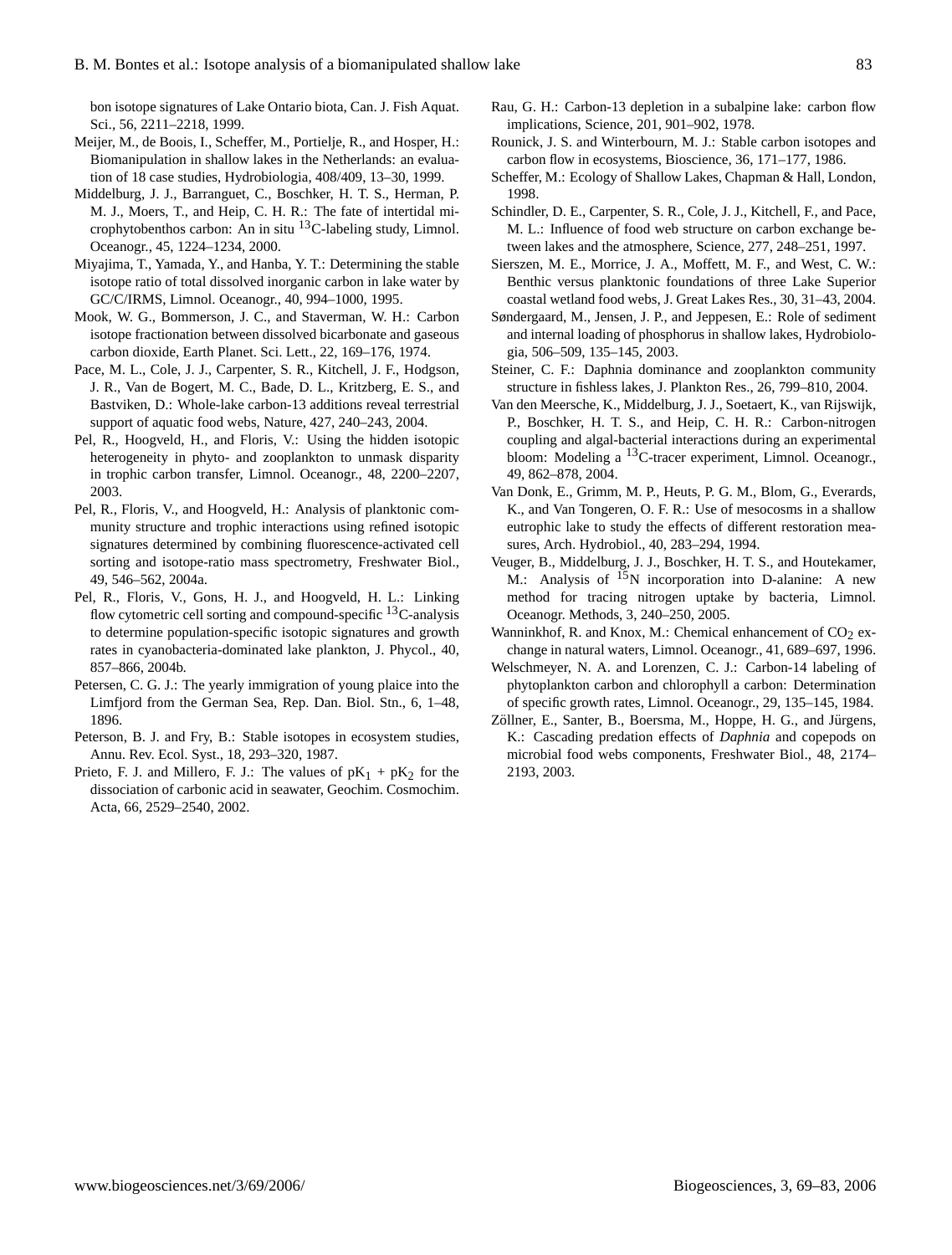bon isotope signatures of Lake Ontario biota, Can. J. Fish Aquat. Sci., 56, 2211–2218, 1999.

Meijer, M., de Boois, I., Scheffer, M., Portielje, R., and Hosper, H.: Biomanipulation in shallow lakes in the Netherlands: an evaluation of 18 case studies, Hydrobiologia, 408/409, 13–30, 1999.

Middelburg, J. J., Barranguet, C., Boschker, H. T. S., Herman, P. M. J., Moers, T., and Heip, C. H. R.: The fate of intertidal microphytobenthos carbon: An in situ $^{13}$C-labeling study, Limnol. Oceanogr., 45, 1224–1234, 2000.

Miyajima, T., Yamada, Y., and Hanba, Y. T.: Determining the stable isotope ratio of total dissolved inorganic carbon in lake water by GC/C/IRMS, Limnol. Oceanogr., 40, 994–1000, 1995.

Mook, W. G., Bommerson, J. C., and Staverman, W. H.: Carbon isotope fractionation between dissolved bicarbonate and gaseous carbon dioxide, Earth Planet. Sci. Lett., 22, 169–176, 1974.

Pace, M. L., Cole, J. J., Carpenter, S. R., Kitchell, J. F., Hodgson, J. R., Van de Bogert, M. C., Bade, D. L., Kritzberg, E. S., and Bastviken, D.: Whole-lake carbon-13 additions reveal terrestrial support of aquatic food webs, Nature, 427, 240–243, 2004.

Pel, R., Hoogveld, H., and Floris, V.: Using the hidden isotopic heterogeneity in phyto- and zooplankton to unmask disparity in trophic carbon transfer, Limnol. Oceanogr., 48, 2200–2207, 2003.

Pel, R., Floris, V., and Hoogveld, H.: Analysis of planktonic community structure and trophic interactions using refined isotopic signatures determined by combining fluorescence-activated cell sorting and isotope-ratio mass spectrometry, Freshwater Biol., 49, 546–562, 2004a.

Pel, R., Floris, V., Gons, H. J., and Hoogveld, H. L.: Linking flow cytometric cell sorting and compound-specific $^{13}$C-analysis to determine population-specific isotopic signatures and growth rates in cyanobacteria-dominated lake plankton, J. Phycol., 40, 857–866, 2004b.

Petersen, C. G. J.: The yearly immigration of young plaice into the Limfjord from the German Sea, Rep. Dan. Biol. Stn., 6, 1–48, 1896.

Peterson, B. J. and Fry, B.: Stable isotopes in ecosystem studies, Annu. Rev. Ecol. Syst., 18, 293–320, 1987.

Prieto, F. J. and Millero, F. J.: The values of $pK_1$ + $pK_2$ for the dissociation of carbonic acid in seawater, Geochim. Cosmochim. Acta, 66, 2529–2540, 2002.

Rau, G. H.: Carbon-13 depletion in a subalpine lake: carbon flow implications, Science, 201, 901–902, 1978.

Rounick, J. S. and Winterbourn, M. J.: Stable carbon isotopes and carbon flow in ecosystems, Bioscience, 36, 171–177, 1986.

Scheffer, M.: Ecology of Shallow Lakes, Chapman & Hall, London, 1998.

Schindler, D. E., Carpenter, S. R., Cole, J. J., Kitchell, F., and Pace, M. L.: Influence of food web structure on carbon exchange between lakes and the atmosphere, Science, 277, 248–251, 1997.

Sierszen, M. E., Morrice, J. A., Moffett, M. F., and West, C. W.: Benthic versus planktonic foundations of three Lake Superior coastal wetland food webs, J. Great Lakes Res., 30, 31–43, 2004.

Søndergaard, M., Jensen, J. P., and Jeppesen, E.: Role of sediment and internal loading of phosphorus in shallow lakes, Hydrobiologia, 506–509, 135–145, 2003.

Steiner, C. F.: Daphnia dominance and zooplankton community structure in fishless lakes, J. Plankton Res., 26, 799–810, 2004.

Van den Meersche, K., Middelburg, J. J., Soetaert, K., van Rijswijk, P., Boschker, H. T. S., and Heip, C. H. R.: Carbon-nitrogen coupling and algal-bacterial interactions during an experimental bloom: Modeling a $^{13}$C-tracer experiment, Limnol. Oceanogr., 49, 862–878, 2004.

Van Donk, E., Grimm, M. P., Heuts, P. G. M., Blom, G., Everards, K., and Van Tongeren, O. F. R.: Use of mesocosms in a shallow eutrophic lake to study the effects of different restoration measures, Arch. Hydrobiol., 40, 283–294, 1994.

Veuger, B., Middelburg, J. J., Boschker, H. T. S., and Houtekamer, M.: Analysis of $^{15}$N incorporation into D-alanine: A new method for tracing nitrogen uptake by bacteria, Limnol. Oceanogr. Methods, 3, 240–250, 2005.

Wanninkhof, R. and Knox, M.: Chemical enhancement of $CO_2$ exchange in natural waters, Limnol. Oceanogr., 41, 689–697, 1996.

Welschmeyer, N. A. and Lorenzen, C. J.: Carbon-14 labeling of phytoplankton carbon and chlorophyll a carbon: Determination of specific growth rates, Limnol. Oceanogr., 29, 135–145, 1984.

Zöllner, E., Santer, B., Boersma, M., Hoppe, H. G., and Jürgens, K.: Cascading predation effects of *Daphnia* and copepods on microbial food webs components, Freshwater Biol., 48, 2174–2193, 2003.